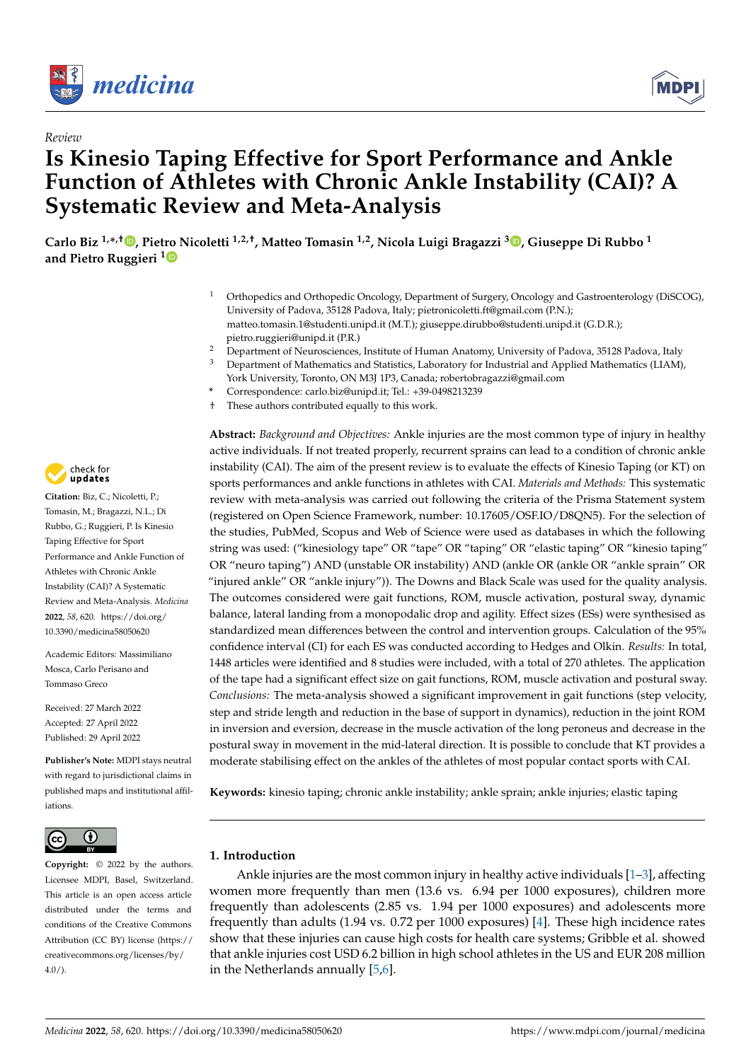Review

# Is Kinesio Taping Effective for Sport Performance and Ankle Function of Athletes with Chronic Ankle Instability (CAI)? A Systematic Review and Meta-Analysis

**Carlo Biz [1,*,†], Pietro Nicoletti [1,2,†], Matteo Tomasin [1,2], Nicola Luigi Bragazzi [3], Giuseppe Di Rubbo [1] and Pietro Ruggieri [1]**

[1] Orthopedics and Orthopedic Oncology, Department of Surgery, Oncology and Gastroenterology (DiSCOG), University of Padova, 35128 Padova, Italy; pietronicoletti.ft@gmail.com (P.N.); matteo.tomasin.1@studenti.unipd.it (M.T.); giuseppe.dirubbo@studenti.unipd.it (G.D.R.); pietro.ruggieri@unipd.it (P.R.)

[2] Department of Neurosciences, Institute of Human Anatomy, University of Padova, 35128 Padova, Italy

[3] Department of Mathematics and Statistics, Laboratory for Industrial and Applied Mathematics (LIAM), York University, Toronto, ON M3J 1P3, Canada; robertobragazzi@gmail.com

\* Correspondence: carlo.biz@unipd.it; Tel.: +39-0498213239

† These authors contributed equally to this work.

**Citation:** Biz, C.; Nicoletti, P.; Tomasin, M.; Bragazzi, N.L.; Di Rubbo, G.; Ruggieri, P. Is Kinesio Taping Effective for Sport Performance and Ankle Function of Athletes with Chronic Ankle Instability (CAI)? A Systematic Review and Meta-Analysis. *Medicina* **2022**, *58*, 620. https://doi.org/10.3390/medicina58050620

Academic Editors: Massimiliano Mosca, Carlo Perisano and Tommaso Greco

Received: 27 March 2022
Accepted: 27 April 2022
Published: 29 April 2022

**Publisher's Note:** MDPI stays neutral with regard to jurisdictional claims in published maps and institutional affiliations.

**Copyright:** © 2022 by the authors. Licensee MDPI, Basel, Switzerland. This article is an open access article distributed under the terms and conditions of the Creative Commons Attribution (CC BY) license (https://creativecommons.org/licenses/by/4.0/).

**Abstract:** *Background and Objectives:* Ankle injuries are the most common type of injury in healthy active individuals. If not treated properly, recurrent sprains can lead to a condition of chronic ankle instability (CAI). The aim of the present review is to evaluate the effects of Kinesio Taping (or KT) on sports performances and ankle functions in athletes with CAI. *Materials and Methods:* This systematic review with meta-analysis was carried out following the criteria of the Prisma Statement system (registered on Open Science Framework, number: 10.17605/OSF.IO/D8QN5). For the selection of the studies, PubMed, Scopus and Web of Science were used as databases in which the following string was used: ("kinesiology tape" OR "tape" OR "taping" OR "elastic taping" OR "kinesio taping" OR "neuro taping") AND (unstable OR instability) AND (ankle OR (ankle OR "ankle sprain" OR "injured ankle" OR "ankle injury")). The Downs and Black Scale was used for the quality analysis. The outcomes considered were gait functions, ROM, muscle activation, postural sway, dynamic balance, lateral landing from a monopodalic drop and agility. Effect sizes (ESs) were synthesised as standardized mean differences between the control and intervention groups. Calculation of the 95% confidence interval (CI) for each ES was conducted according to Hedges and Olkin. *Results:* In total, 1448 articles were identified and 8 studies were included, with a total of 270 athletes. The application of the tape had a significant effect size on gait functions, ROM, muscle activation and postural sway. *Conclusions:* The meta-analysis showed a significant improvement in gait functions (step velocity, step and stride length and reduction in the base of support in dynamics), reduction in the joint ROM in inversion and eversion, decrease in the muscle activation of the long peroneus and decrease in the postural sway in movement in the mid-lateral direction. It is possible to conclude that KT provides a moderate stabilising effect on the ankles of the athletes of most popular contact sports with CAI.

**Keywords:** kinesio taping; chronic ankle instability; ankle sprain; ankle injuries; elastic taping

## 1. Introduction

Ankle injuries are the most common injury in healthy active individuals [1–3], affecting women more frequently than men (13.6 vs. 6.94 per 1000 exposures), children more frequently than adolescents (2.85 vs. 1.94 per 1000 exposures) and adolescents more frequently than adults (1.94 vs. 0.72 per 1000 exposures) [4]. These high incidence rates show that these injuries can cause high costs for health care systems; Gribble et al. showed that ankle injuries cost USD 6.2 billion in high school athletes in the US and EUR 208 million in the Netherlands annually [5,6].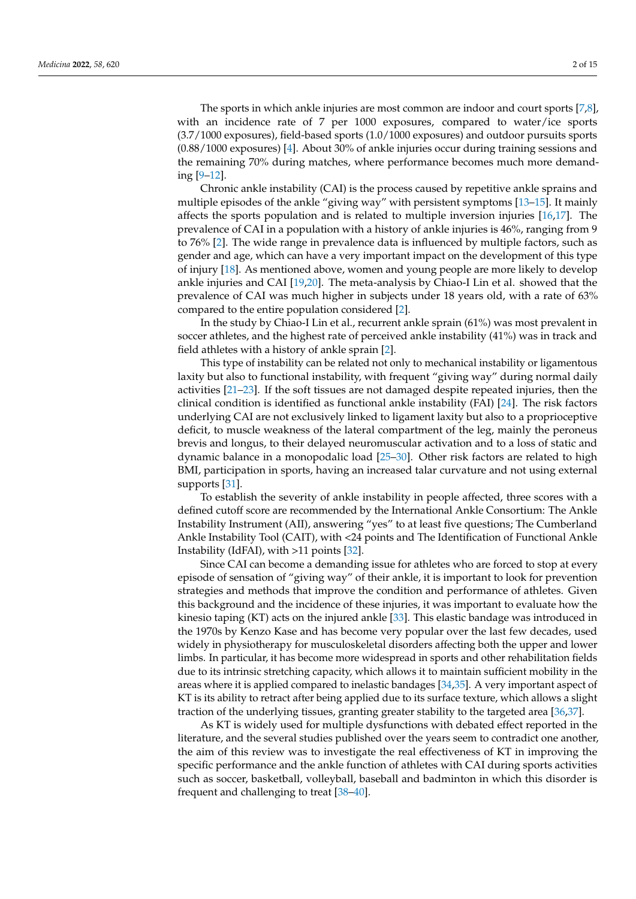The sports in which ankle injuries are most common are indoor and court sports [7,8], with an incidence rate of 7 per 1000 exposures, compared to water/ice sports (3.7/1000 exposures), field-based sports (1.0/1000 exposures) and outdoor pursuits sports (0.88/1000 exposures) [4]. About 30% of ankle injuries occur during training sessions and the remaining 70% during matches, where performance becomes much more demanding [9–12].

Chronic ankle instability (CAI) is the process caused by repetitive ankle sprains and multiple episodes of the ankle "giving way" with persistent symptoms [13–15]. It mainly affects the sports population and is related to multiple inversion injuries [16,17]. The prevalence of CAI in a population with a history of ankle injuries is 46%, ranging from 9 to 76% [2]. The wide range in prevalence data is influenced by multiple factors, such as gender and age, which can have a very important impact on the development of this type of injury [18]. As mentioned above, women and young people are more likely to develop ankle injuries and CAI [19,20]. The meta-analysis by Chiao-I Lin et al. showed that the prevalence of CAI was much higher in subjects under 18 years old, with a rate of 63% compared to the entire population considered [2].

In the study by Chiao-I Lin et al., recurrent ankle sprain (61%) was most prevalent in soccer athletes, and the highest rate of perceived ankle instability (41%) was in track and field athletes with a history of ankle sprain [2].

This type of instability can be related not only to mechanical instability or ligamentous laxity but also to functional instability, with frequent "giving way" during normal daily activities [21–23]. If the soft tissues are not damaged despite repeated injuries, then the clinical condition is identified as functional ankle instability (FAI) [24]. The risk factors underlying CAI are not exclusively linked to ligament laxity but also to a proprioceptive deficit, to muscle weakness of the lateral compartment of the leg, mainly the peroneus brevis and longus, to their delayed neuromuscular activation and to a loss of static and dynamic balance in a monopodalic load [25–30]. Other risk factors are related to high BMI, participation in sports, having an increased talar curvature and not using external supports [31].

To establish the severity of ankle instability in people affected, three scores with a defined cutoff score are recommended by the International Ankle Consortium: The Ankle Instability Instrument (AII), answering "yes" to at least five questions; The Cumberland Ankle Instability Tool (CAIT), with <24 points and The Identification of Functional Ankle Instability (IdFAI), with >11 points [32].

Since CAI can become a demanding issue for athletes who are forced to stop at every episode of sensation of "giving way" of their ankle, it is important to look for prevention strategies and methods that improve the condition and performance of athletes. Given this background and the incidence of these injuries, it was important to evaluate how the kinesio taping (KT) acts on the injured ankle [33]. This elastic bandage was introduced in the 1970s by Kenzo Kase and has become very popular over the last few decades, used widely in physiotherapy for musculoskeletal disorders affecting both the upper and lower limbs. In particular, it has become more widespread in sports and other rehabilitation fields due to its intrinsic stretching capacity, which allows it to maintain sufficient mobility in the areas where it is applied compared to inelastic bandages [34,35]. A very important aspect of KT is its ability to retract after being applied due to its surface texture, which allows a slight traction of the underlying tissues, granting greater stability to the targeted area [36,37].

As KT is widely used for multiple dysfunctions with debated effect reported in the literature, and the several studies published over the years seem to contradict one another, the aim of this review was to investigate the real effectiveness of KT in improving the specific performance and the ankle function of athletes with CAI during sports activities such as soccer, basketball, volleyball, baseball and badminton in which this disorder is frequent and challenging to treat [38–40].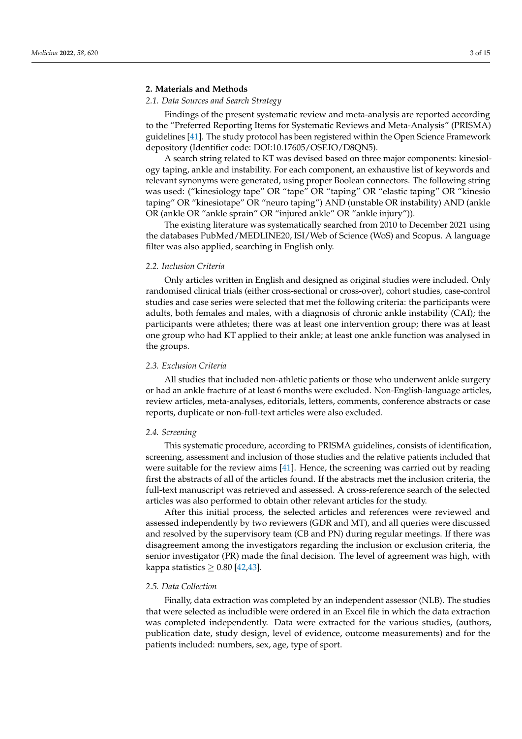## 2. Materials and Methods

### 2.1. Data Sources and Search Strategy

Findings of the present systematic review and meta-analysis are reported according to the "Preferred Reporting Items for Systematic Reviews and Meta-Analysis" (PRISMA) guidelines [41]. The study protocol has been registered within the Open Science Framework depository (Identifier code: DOI:10.17605/OSF.IO/D8QN5).

A search string related to KT was devised based on three major components: kinesiology taping, ankle and instability. For each component, an exhaustive list of keywords and relevant synonyms were generated, using proper Boolean connectors. The following string was used: ("kinesiology tape" OR "tape" OR "taping" OR "elastic taping" OR "kinesio taping" OR "kinesiotape" OR "neuro taping") AND (unstable OR instability) AND (ankle OR (ankle OR "ankle sprain" OR "injured ankle" OR "ankle injury")).

The existing literature was systematically searched from 2010 to December 2021 using the databases PubMed/MEDLINE20, ISI/Web of Science (WoS) and Scopus. A language filter was also applied, searching in English only.

### 2.2. Inclusion Criteria

Only articles written in English and designed as original studies were included. Only randomised clinical trials (either cross-sectional or cross-over), cohort studies, case-control studies and case series were selected that met the following criteria: the participants were adults, both females and males, with a diagnosis of chronic ankle instability (CAI); the participants were athletes; there was at least one intervention group; there was at least one group who had KT applied to their ankle; at least one ankle function was analysed in the groups.

### 2.3. Exclusion Criteria

All studies that included non-athletic patients or those who underwent ankle surgery or had an ankle fracture of at least 6 months were excluded. Non-English-language articles, review articles, meta-analyses, editorials, letters, comments, conference abstracts or case reports, duplicate or non-full-text articles were also excluded.

### 2.4. Screening

This systematic procedure, according to PRISMA guidelines, consists of identification, screening, assessment and inclusion of those studies and the relative patients included that were suitable for the review aims [41]. Hence, the screening was carried out by reading first the abstracts of all of the articles found. If the abstracts met the inclusion criteria, the full-text manuscript was retrieved and assessed. A cross-reference search of the selected articles was also performed to obtain other relevant articles for the study.

After this initial process, the selected articles and references were reviewed and assessed independently by two reviewers (GDR and MT), and all queries were discussed and resolved by the supervisory team (CB and PN) during regular meetings. If there was disagreement among the investigators regarding the inclusion or exclusion criteria, the senior investigator (PR) made the final decision. The level of agreement was high, with kappa statistics $\geq$ 0.80 [42,43].

### 2.5. Data Collection

Finally, data extraction was completed by an independent assessor (NLB). The studies that were selected as includible were ordered in an Excel file in which the data extraction was completed independently. Data were extracted for the various studies, (authors, publication date, study design, level of evidence, outcome measurements) and for the patients included: numbers, sex, age, type of sport.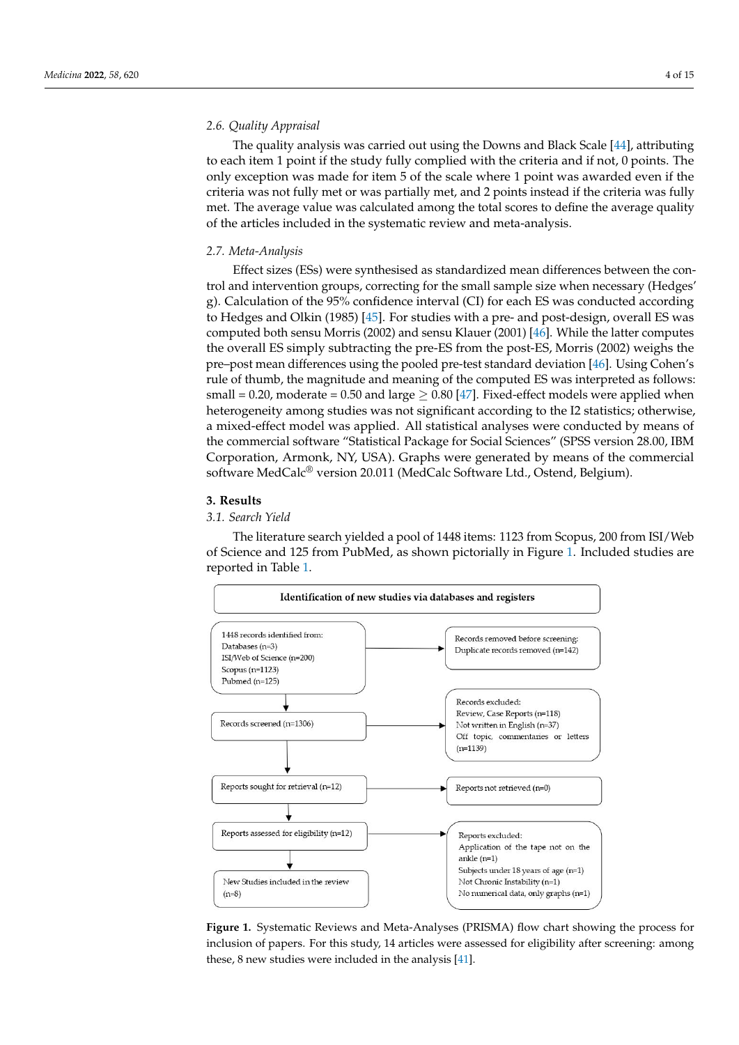### 2.6. Quality Appraisal

The quality analysis was carried out using the Downs and Black Scale [44], attributing to each item 1 point if the study fully complied with the criteria and if not, 0 points. The only exception was made for item 5 of the scale where 1 point was awarded even if the criteria was not fully met or was partially met, and 2 points instead if the criteria was fully met. The average value was calculated among the total scores to define the average quality of the articles included in the systematic review and meta-analysis.

### 2.7. Meta-Analysis

Effect sizes (ESs) were synthesised as standardized mean differences between the control and intervention groups, correcting for the small sample size when necessary (Hedges' g). Calculation of the 95% confidence interval (CI) for each ES was conducted according to Hedges and Olkin (1985) [45]. For studies with a pre- and post-design, overall ES was computed both sensu Morris (2002) and sensu Klauer (2001) [46]. While the latter computes the overall ES simply subtracting the pre-ES from the post-ES, Morris (2002) weighs the pre–post mean differences using the pooled pre-test standard deviation [46]. Using Cohen's rule of thumb, the magnitude and meaning of the computed ES was interpreted as follows: small = 0.20, moderate = 0.50 and large $\geq$ 0.80 [47]. Fixed-effect models were applied when heterogeneity among studies was not significant according to the I2 statistics; otherwise, a mixed-effect model was applied. All statistical analyses were conducted by means of the commercial software "Statistical Package for Social Sciences" (SPSS version 28.00, IBM Corporation, Armonk, NY, USA). Graphs were generated by means of the commercial software MedCalc® version 20.011 (MedCalc Software Ltd., Ostend, Belgium).

## 3. Results

### 3.1. Search Yield

The literature search yielded a pool of 1448 items: 1123 from Scopus, 200 from ISI/Web of Science and 125 from PubMed, as shown pictorially in Figure 1. Included studies are reported in Table 1.

**Identification of new studies via databases and registers**

- 1448 records identified from: Databases (n=3); ISI/Web of Science (n=200); Scopus (n=1123); Pubmed (n=125)
  - Records removed before screening: Duplicate records removed (n=142)
- Records screened (n=1306)
  - Records excluded: Review, Case Reports (n=118); Not written in English (n=37); Off topic, commentaries or letters (n=1139)
- Reports sought for retrieval (n=12)
  - Reports not retrieved (n=0)
- Reports assessed for eligibility (n=12)
  - Reports excluded: Application of the tape not on the ankle (n=1); Subjects under 18 years of age (n=1); Not Chronic Instability (n=1); No numerical data, only graphs (n=1)
- New Studies included in the review (n=8)

**Figure 1.** Systematic Reviews and Meta-Analyses (PRISMA) flow chart showing the process for inclusion of papers. For this study, 14 articles were assessed for eligibility after screening: among these, 8 new studies were included in the analysis [41].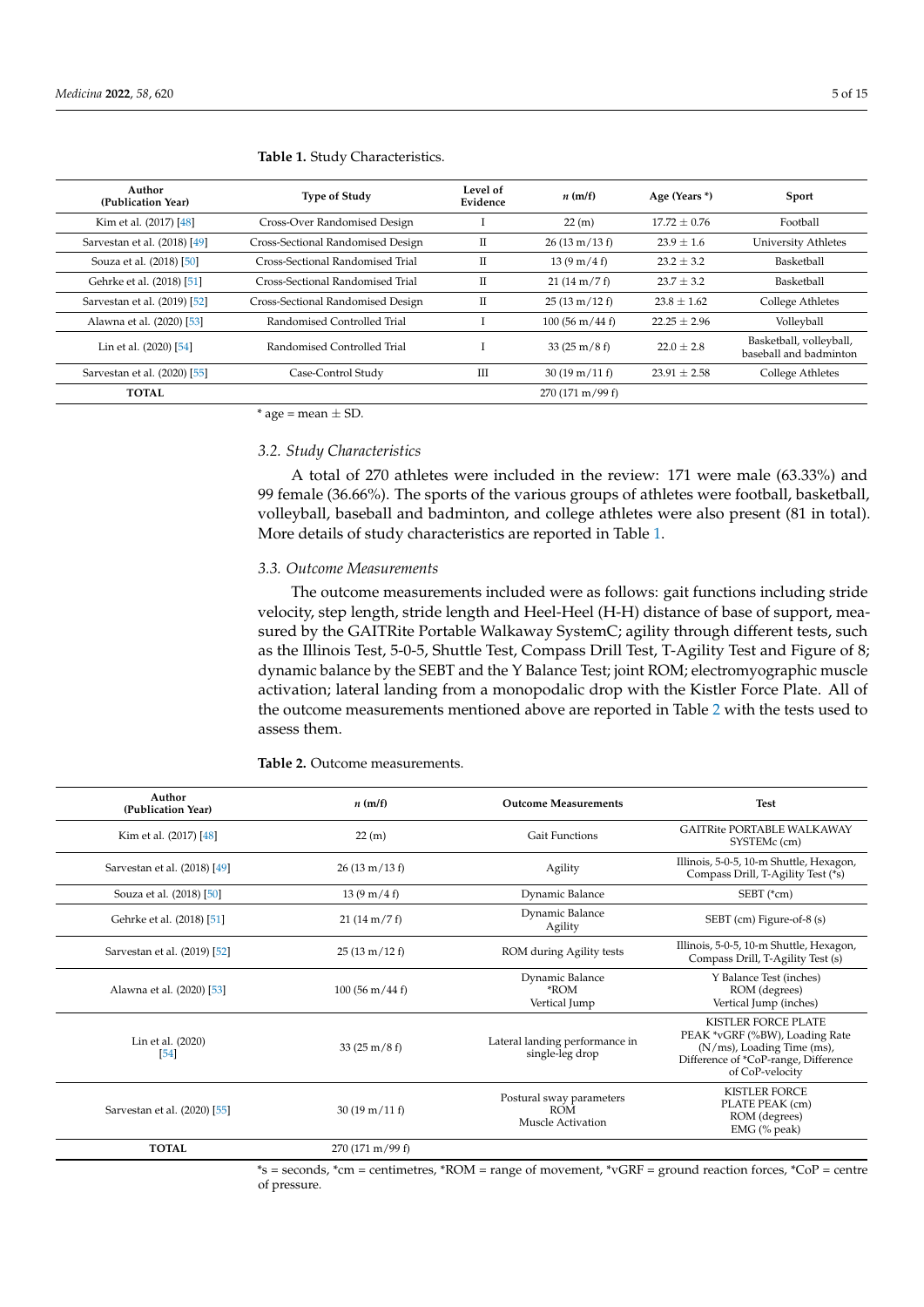**Table 1.** Study Characteristics.

| Author (Publication Year) | Type of Study | Level of Evidence | *n* (m/f) | Age (Years *) | Sport |
|---|---|---|---|---|---|
| Kim et al. (2017) [48] | Cross-Over Randomised Design | I | 22 (m) | 17.72 ± 0.76 | Football |
| Sarvestan et al. (2018) [49] | Cross-Sectional Randomised Design | II | 26 (13 m/13 f) | 23.9 ± 1.6 | University Athletes |
| Souza et al. (2018) [50] | Cross-Sectional Randomised Trial | II | 13 (9 m/4 f) | 23.2 ± 3.2 | Basketball |
| Gehrke et al. (2018) [51] | Cross-Sectional Randomised Trial | II | 21 (14 m/7 f) | 23.7 ± 3.2 | Basketball |
| Sarvestan et al. (2019) [52] | Cross-Sectional Randomised Design | II | 25 (13 m/12 f) | 23.8 ± 1.62 | College Athletes |
| Alawna et al. (2020) [53] | Randomised Controlled Trial | I | 100 (56 m/44 f) | 22.25 ± 2.96 | Volleyball |
| Lin et al. (2020) [54] | Randomised Controlled Trial | I | 33 (25 m/8 f) | 22.0 ± 2.8 | Basketball, volleyball, baseball and badminton |
| Sarvestan et al. (2020) [55] | Case-Control Study | III | 30 (19 m/11 f) | 23.91 ± 2.58 | College Athletes |
| **TOTAL** | | | 270 (171 m/99 f) | | |

* age = mean ± SD.

### 3.2. Study Characteristics

A total of 270 athletes were included in the review: 171 were male (63.33%) and 99 female (36.66%). The sports of the various groups of athletes were football, basketball, volleyball, baseball and badminton, and college athletes were also present (81 in total). More details of study characteristics are reported in Table 1.

### 3.3. Outcome Measurements

The outcome measurements included were as follows: gait functions including stride velocity, step length, stride length and Heel-Heel (H-H) distance of base of support, measured by the GAITRite Portable Walkaway SystemC; agility through different tests, such as the Illinois Test, 5-0-5, Shuttle Test, Compass Drill Test, T-Agility Test and Figure of 8; dynamic balance by the SEBT and the Y Balance Test; joint ROM; electromyographic muscle activation; lateral landing from a monopodalic drop with the Kistler Force Plate. All of the outcome measurements mentioned above are reported in Table 2 with the tests used to assess them.

**Table 2.** Outcome measurements.

| Author (Publication Year) | *n* (m/f) | Outcome Measurements | Test |
|---|---|---|---|
| Kim et al. (2017) [48] | 22 (m) | Gait Functions | GAITRite PORTABLE WALKAWAY SYSTEMc (cm) |
| Sarvestan et al. (2018) [49] | 26 (13 m/13 f) | Agility | Illinois, 5-0-5, 10-m Shuttle, Hexagon, Compass Drill, T-Agility Test (*s) |
| Souza et al. (2018) [50] | 13 (9 m/4 f) | Dynamic Balance | SEBT (*cm) |
| Gehrke et al. (2018) [51] | 21 (14 m/7 f) | Dynamic Balance<br>Agility | SEBT (cm) Figure-of-8 (s) |
| Sarvestan et al. (2019) [52] | 25 (13 m/12 f) | ROM during Agility tests | Illinois, 5-0-5, 10-m Shuttle, Hexagon, Compass Drill, T-Agility Test (s) |
| Alawna et al. (2020) [53] | 100 (56 m/44 f) | Dynamic Balance<br>*ROM<br>Vertical Jump | Y Balance Test (inches)<br>ROM (degrees)<br>Vertical Jump (inches) |
| Lin et al. (2020) [54] | 33 (25 m/8 f) | Lateral landing performance in single-leg drop | KISTLER FORCE PLATE PEAK *vGRF (%BW), Loading Rate (N/ms), Loading Time (ms), Difference of *CoP-range, Difference of CoP-velocity |
| Sarvestan et al. (2020) [55] | 30 (19 m/11 f) | Postural sway parameters<br>ROM<br>Muscle Activation | KISTLER FORCE PLATE PEAK (cm)<br>ROM (degrees)<br>EMG (% peak) |
| **TOTAL** | 270 (171 m/99 f) | | |

*s = seconds, *cm = centimetres, *ROM = range of movement, *vGRF = ground reaction forces, *CoP = centre of pressure.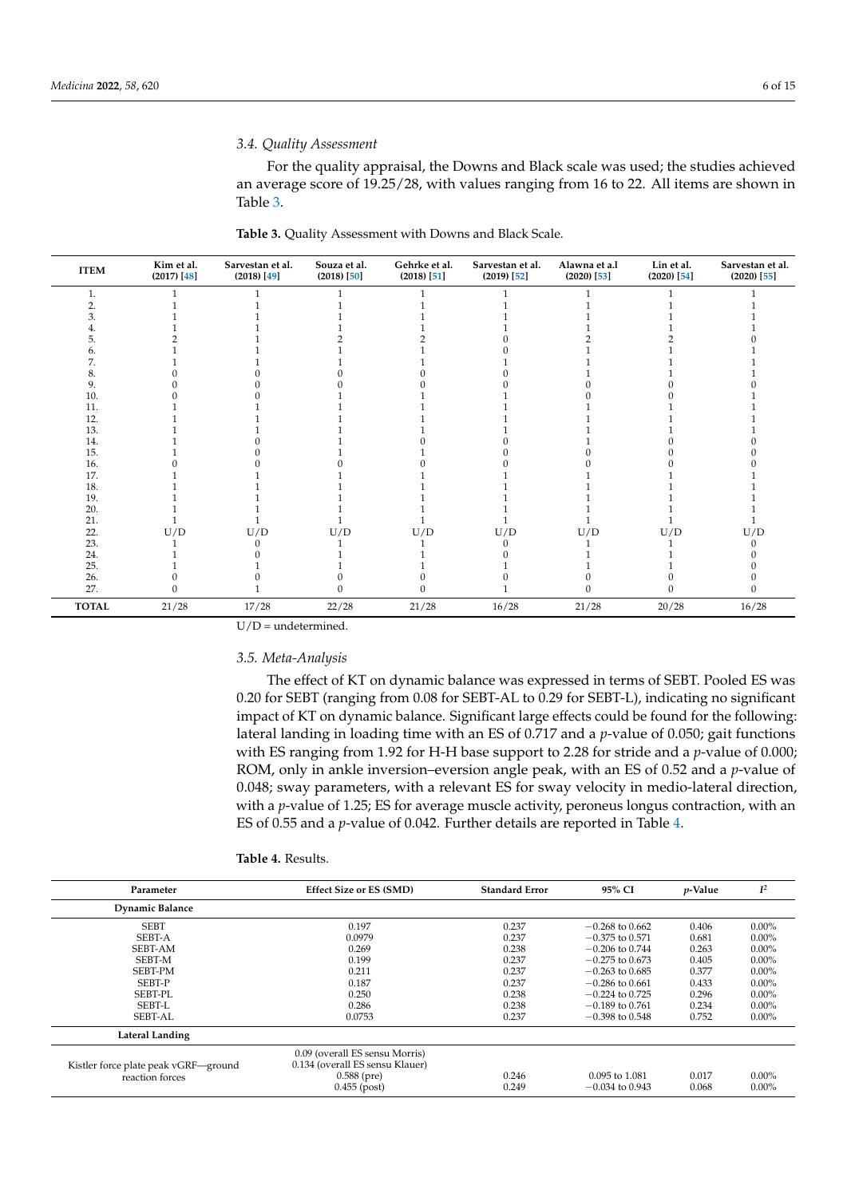### 3.4. Quality Assessment

For the quality appraisal, the Downs and Black scale was used; the studies achieved an average score of 19.25/28, with values ranging from 16 to 22. All items are shown in Table 3.

**Table 3.** Quality Assessment with Downs and Black Scale.

| ITEM | Kim et al. (2017) [48] | Sarvestan et al. (2018) [49] | Souza et al. (2018) [50] | Gehrke et al. (2018) [51] | Sarvestan et al. (2019) [52] | Alawna et a.l (2020) [53] | Lin et al. (2020) [54] | Sarvestan et al. (2020) [55] |
|---|---|---|---|---|---|---|---|---|
| 1. | 1 | 1 | 1 | 1 | 1 | 1 | 1 | 1 |
| 2. | 1 | 1 | 1 | 1 | 1 | 1 | 1 | 1 |
| 3. | 1 | 1 | 1 | 1 | 1 | 1 | 1 | 1 |
| 4. | 1 | 1 | 1 | 1 | 1 | 1 | 1 | 1 |
| 5. | 2 | 1 | 2 | 2 | 0 | 2 | 2 | 0 |
| 6. | 1 | 1 | 1 | 1 | 0 | 1 | 1 | 1 |
| 7. | 1 | 1 | 1 | 1 | 1 | 1 | 1 | 1 |
| 8. | 0 | 0 | 0 | 0 | 0 | 1 | 1 | 1 |
| 9. | 0 | 0 | 0 | 0 | 0 | 0 | 0 | 0 |
| 10. | 0 | 0 | 1 | 1 | 1 | 0 | 0 | 1 |
| 11. | 1 | 1 | 1 | 1 | 1 | 1 | 1 | 1 |
| 12. | 1 | 1 | 1 | 1 | 1 | 1 | 1 | 1 |
| 13. | 1 | 1 | 1 | 1 | 1 | 1 | 1 | 1 |
| 14. | 1 | 0 | 1 | 0 | 0 | 1 | 0 | 0 |
| 15. | 1 | 0 | 1 | 1 | 0 | 0 | 0 | 0 |
| 16. | 0 | 0 | 0 | 0 | 0 | 0 | 0 | 0 |
| 17. | 1 | 1 | 1 | 1 | 1 | 1 | 1 | 1 |
| 18. | 1 | 1 | 1 | 1 | 1 | 1 | 1 | 1 |
| 19. | 1 | 1 | 1 | 1 | 1 | 1 | 1 | 1 |
| 20. | 1 | 1 | 1 | 1 | 1 | 1 | 1 | 1 |
| 21. | 1 | 1 | 1 | 1 | 1 | 1 | 1 | 1 |
| 22. | U/D | U/D | U/D | U/D | U/D | U/D | U/D | U/D |
| 23. | 1 | 0 | 1 | 1 | 0 | 1 | 1 | 0 |
| 24. | 1 | 0 | 1 | 1 | 0 | 1 | 1 | 0 |
| 25. | 1 | 1 | 1 | 1 | 1 | 1 | 1 | 0 |
| 26. | 0 | 0 | 0 | 0 | 0 | 0 | 0 | 0 |
| 27. | 0 | 1 | 0 | 0 | 1 | 0 | 0 | 0 |
| **TOTAL** | 21/28 | 17/28 | 22/28 | 21/28 | 16/28 | 21/28 | 20/28 | 16/28 |

U/D = undetermined.

### 3.5. Meta-Analysis

The effect of KT on dynamic balance was expressed in terms of SEBT. Pooled ES was 0.20 for SEBT (ranging from 0.08 for SEBT-AL to 0.29 for SEBT-L), indicating no significant impact of KT on dynamic balance. Significant large effects could be found for the following: lateral landing in loading time with an ES of 0.717 and a *p*-value of 0.050; gait functions with ES ranging from 1.92 for H-H base support to 2.28 for stride and a *p*-value of 0.000; ROM, only in ankle inversion–eversion angle peak, with an ES of 0.52 and a *p*-value of 0.048; sway parameters, with a relevant ES for sway velocity in medio-lateral direction, with a *p*-value of 1.25; ES for average muscle activity, peroneus longus contraction, with an ES of 0.55 and a *p*-value of 0.042. Further details are reported in Table 4.

**Table 4.** Results.

| Parameter | Effect Size or ES (SMD) | Standard Error | 95% CI | *p*-Value | $I^2$ |
|---|---|---|---|---|---|
| **Dynamic Balance** | | | | | |
| SEBT | 0.197 | 0.237 | −0.268 to 0.662 | 0.406 | 0.00% |
| SEBT-A | 0.0979 | 0.237 | −0.375 to 0.571 | 0.681 | 0.00% |
| SEBT-AM | 0.269 | 0.238 | −0.206 to 0.744 | 0.263 | 0.00% |
| SEBT-M | 0.199 | 0.237 | −0.275 to 0.673 | 0.405 | 0.00% |
| SEBT-PM | 0.211 | 0.237 | −0.263 to 0.685 | 0.377 | 0.00% |
| SEBT-P | 0.187 | 0.237 | −0.286 to 0.661 | 0.433 | 0.00% |
| SEBT-PL | 0.250 | 0.238 | −0.224 to 0.725 | 0.296 | 0.00% |
| SEBT-L | 0.286 | 0.238 | −0.189 to 0.761 | 0.234 | 0.00% |
| SEBT-AL | 0.0753 | 0.237 | −0.398 to 0.548 | 0.752 | 0.00% |
| **Lateral Landing** | | | | | |
| Kistler force plate peak vGRF—ground reaction forces | 0.09 (overall ES sensu Morris)<br>0.134 (overall ES sensu Klauer)<br>0.588 (pre)<br>0.455 (post) | <br><br>0.246<br>0.249 | <br><br>0.095 to 1.081<br>−0.034 to 0.943 | <br><br>0.017<br>0.068 | <br><br>0.00%<br>0.00% |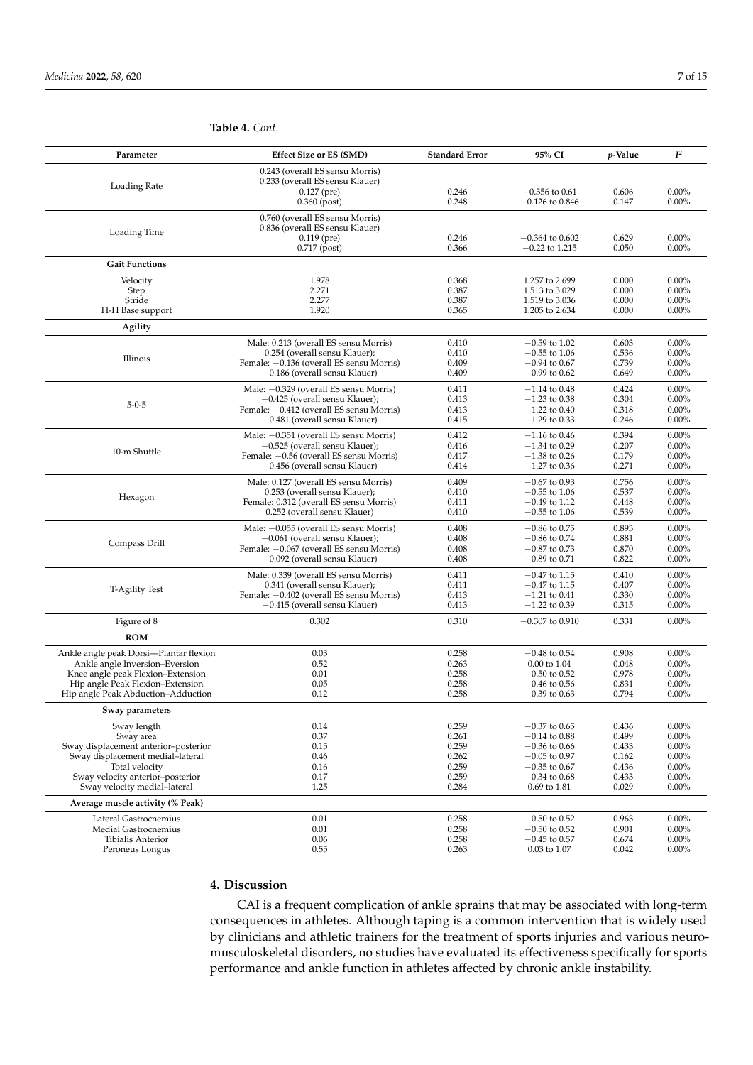**Table 4.** *Cont.*

| Parameter | Effect Size or ES (SMD) | Standard Error | 95% CI | *p*-Value | $I^2$ |
|---|---|---|---|---|---|
| Loading Rate | 0.243 (overall ES sensu Morris) | | | | |
| | 0.233 (overall ES sensu Klauer) | | | | |
| | 0.127 (pre) | 0.246 | −0.356 to 0.61 | 0.606 | 0.00% |
| | 0.360 (post) | 0.248 | −0.126 to 0.846 | 0.147 | 0.00% |
| Loading Time | 0.760 (overall ES sensu Morris) | | | | |
| | 0.836 (overall ES sensu Klauer) | | | | |
| | 0.119 (pre) | 0.246 | −0.364 to 0.602 | 0.629 | 0.00% |
| | 0.717 (post) | 0.366 | −0.22 to 1.215 | 0.050 | 0.00% |
| **Gait Functions** | | | | | |
| Velocity | 1.978 | 0.368 | 1.257 to 2.699 | 0.000 | 0.00% |
| Step | 2.271 | 0.387 | 1.513 to 3.029 | 0.000 | 0.00% |
| Stride | 2.277 | 0.387 | 1.519 to 3.036 | 0.000 | 0.00% |
| H-H Base support | 1.920 | 0.365 | 1.205 to 2.634 | 0.000 | 0.00% |
| **Agility** | | | | | |
| Illinois | Male: 0.213 (overall ES sensu Morris) | 0.410 | −0.59 to 1.02 | 0.603 | 0.00% |
| | 0.254 (overall sensu Klauer); | 0.410 | −0.55 to 1.06 | 0.536 | 0.00% |
| | Female: −0.136 (overall ES sensu Morris) | 0.409 | −0.94 to 0.67 | 0.739 | 0.00% |
| | −0.186 (overall sensu Klauer) | 0.409 | −0.99 to 0.62 | 0.649 | 0.00% |
| 5-0-5 | Male: −0.329 (overall ES sensu Morris) | 0.411 | −1.14 to 0.48 | 0.424 | 0.00% |
| | −0.425 (overall sensu Klauer); | 0.413 | −1.23 to 0.38 | 0.304 | 0.00% |
| | Female: −0.412 (overall ES sensu Morris) | 0.413 | −1.22 to 0.40 | 0.318 | 0.00% |
| | −0.481 (overall sensu Klauer) | 0.415 | −1.29 to 0.33 | 0.246 | 0.00% |
| 10-m Shuttle | Male: −0.351 (overall ES sensu Morris) | 0.412 | −1.16 to 0.46 | 0.394 | 0.00% |
| | −0.525 (overall sensu Klauer); | 0.416 | −1.34 to 0.29 | 0.207 | 0.00% |
| | Female: −0.56 (overall ES sensu Morris) | 0.417 | −1.38 to 0.26 | 0.179 | 0.00% |
| | −0.456 (overall sensu Klauer) | 0.414 | −1.27 to 0.36 | 0.271 | 0.00% |
| Hexagon | Male: 0.127 (overall ES sensu Morris) | 0.409 | −0.67 to 0.93 | 0.756 | 0.00% |
| | 0.253 (overall sensu Klauer); | 0.410 | −0.55 to 1.06 | 0.537 | 0.00% |
| | Female: 0.312 (overall ES sensu Morris) | 0.411 | −0.49 to 1.12 | 0.448 | 0.00% |
| | 0.252 (overall sensu Klauer) | 0.410 | −0.55 to 1.06 | 0.539 | 0.00% |
| Compass Drill | Male: −0.055 (overall ES sensu Morris) | 0.408 | −0.86 to 0.75 | 0.893 | 0.00% |
| | −0.061 (overall sensu Klauer); | 0.408 | −0.86 to 0.74 | 0.881 | 0.00% |
| | Female: −0.067 (overall ES sensu Morris) | 0.408 | −0.87 to 0.73 | 0.870 | 0.00% |
| | −0.092 (overall sensu Klauer) | 0.408 | −0.89 to 0.71 | 0.822 | 0.00% |
| T-Agility Test | Male: 0.339 (overall ES sensu Morris) | 0.411 | −0.47 to 1.15 | 0.410 | 0.00% |
| | 0.341 (overall sensu Klauer); | 0.411 | −0.47 to 1.15 | 0.407 | 0.00% |
| | Female: −0.402 (overall ES sensu Morris) | 0.413 | −1.21 to 0.41 | 0.330 | 0.00% |
| | −0.415 (overall sensu Klauer) | 0.413 | −1.22 to 0.39 | 0.315 | 0.00% |
| Figure of 8 | 0.302 | 0.310 | −0.307 to 0.910 | 0.331 | 0.00% |
| **ROM** | | | | | |
| Ankle angle peak Dorsi—Plantar flexion | 0.03 | 0.258 | −0.48 to 0.54 | 0.908 | 0.00% |
| Ankle angle Inversion–Eversion | 0.52 | 0.263 | 0.00 to 1.04 | 0.048 | 0.00% |
| Knee angle peak Flexion–Extension | 0.01 | 0.258 | −0.50 to 0.52 | 0.978 | 0.00% |
| Hip angle Peak Flexion–Extension | 0.05 | 0.258 | −0.46 to 0.56 | 0.831 | 0.00% |
| Hip angle Peak Abduction–Adduction | 0.12 | 0.258 | −0.39 to 0.63 | 0.794 | 0.00% |
| **Sway parameters** | | | | | |
| Sway length | 0.14 | 0.259 | −0.37 to 0.65 | 0.436 | 0.00% |
| Sway area | 0.37 | 0.261 | −0.14 to 0.88 | 0.499 | 0.00% |
| Sway displacement anterior–posterior | 0.15 | 0.259 | −0.36 to 0.66 | 0.433 | 0.00% |
| Sway displacement medial–lateral | 0.46 | 0.262 | −0.05 to 0.97 | 0.162 | 0.00% |
| Total velocity | 0.16 | 0.259 | −0.35 to 0.67 | 0.436 | 0.00% |
| Sway velocity anterior–posterior | 0.17 | 0.259 | −0.34 to 0.68 | 0.433 | 0.00% |
| Sway velocity medial–lateral | 1.25 | 0.284 | 0.69 to 1.81 | 0.029 | 0.00% |
| **Average muscle activity (% Peak)** | | | | | |
| Lateral Gastrocnemius | 0.01 | 0.258 | −0.50 to 0.52 | 0.963 | 0.00% |
| Medial Gastrocnemius | 0.01 | 0.258 | −0.50 to 0.52 | 0.901 | 0.00% |
| Tibialis Anterior | 0.06 | 0.258 | −0.45 to 0.57 | 0.674 | 0.00% |
| Peroneus Longus | 0.55 | 0.263 | 0.03 to 1.07 | 0.042 | 0.00% |

## 4. Discussion

CAI is a frequent complication of ankle sprains that may be associated with long-term consequences in athletes. Although taping is a common intervention that is widely used by clinicians and athletic trainers for the treatment of sports injuries and various neuromusculoskeletal disorders, no studies have evaluated its effectiveness specifically for sports performance and ankle function in athletes affected by chronic ankle instability.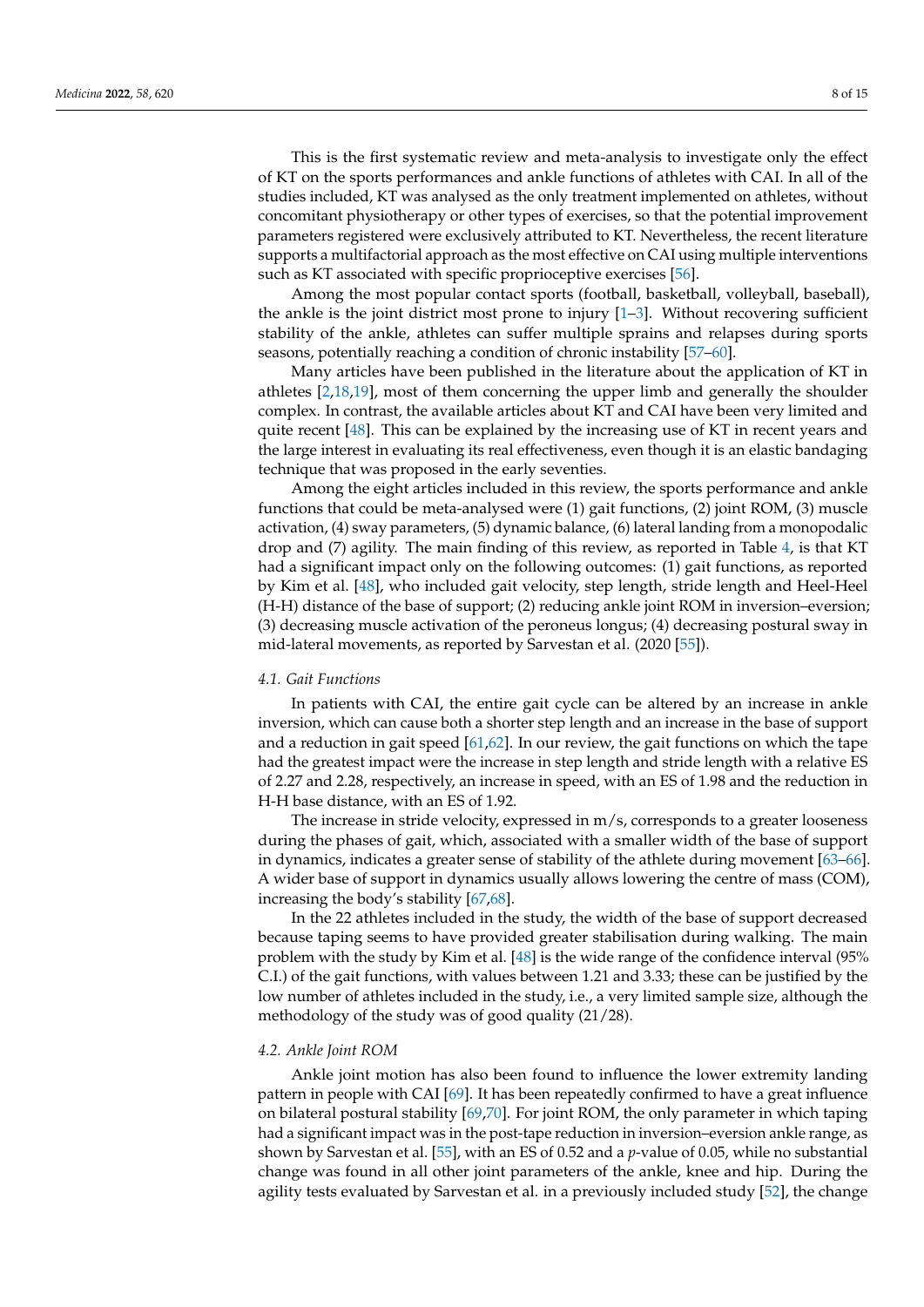This is the first systematic review and meta-analysis to investigate only the effect of KT on the sports performances and ankle functions of athletes with CAI. In all of the studies included, KT was analysed as the only treatment implemented on athletes, without concomitant physiotherapy or other types of exercises, so that the potential improvement parameters registered were exclusively attributed to KT. Nevertheless, the recent literature supports a multifactorial approach as the most effective on CAI using multiple interventions such as KT associated with specific proprioceptive exercises [56].

Among the most popular contact sports (football, basketball, volleyball, baseball), the ankle is the joint district most prone to injury [1–3]. Without recovering sufficient stability of the ankle, athletes can suffer multiple sprains and relapses during sports seasons, potentially reaching a condition of chronic instability [57–60].

Many articles have been published in the literature about the application of KT in athletes [2,18,19], most of them concerning the upper limb and generally the shoulder complex. In contrast, the available articles about KT and CAI have been very limited and quite recent [48]. This can be explained by the increasing use of KT in recent years and the large interest in evaluating its real effectiveness, even though it is an elastic bandaging technique that was proposed in the early seventies.

Among the eight articles included in this review, the sports performance and ankle functions that could be meta-analysed were (1) gait functions, (2) joint ROM, (3) muscle activation, (4) sway parameters, (5) dynamic balance, (6) lateral landing from a monopodalic drop and (7) agility. The main finding of this review, as reported in Table 4, is that KT had a significant impact only on the following outcomes: (1) gait functions, as reported by Kim et al. [48], who included gait velocity, step length, stride length and Heel-Heel (H-H) distance of the base of support; (2) reducing ankle joint ROM in inversion–eversion; (3) decreasing muscle activation of the peroneus longus; (4) decreasing postural sway in mid-lateral movements, as reported by Sarvestan et al. (2020 [55]).

### 4.1. Gait Functions

In patients with CAI, the entire gait cycle can be altered by an increase in ankle inversion, which can cause both a shorter step length and an increase in the base of support and a reduction in gait speed [61,62]. In our review, the gait functions on which the tape had the greatest impact were the increase in step length and stride length with a relative ES of 2.27 and 2.28, respectively, an increase in speed, with an ES of 1.98 and the reduction in H-H base distance, with an ES of 1.92.

The increase in stride velocity, expressed in m/s, corresponds to a greater looseness during the phases of gait, which, associated with a smaller width of the base of support in dynamics, indicates a greater sense of stability of the athlete during movement [63–66]. A wider base of support in dynamics usually allows lowering the centre of mass (COM), increasing the body's stability [67,68].

In the 22 athletes included in the study, the width of the base of support decreased because taping seems to have provided greater stabilisation during walking. The main problem with the study by Kim et al. [48] is the wide range of the confidence interval (95% C.I.) of the gait functions, with values between 1.21 and 3.33; these can be justified by the low number of athletes included in the study, i.e., a very limited sample size, although the methodology of the study was of good quality (21/28).

### 4.2. Ankle Joint ROM

Ankle joint motion has also been found to influence the lower extremity landing pattern in people with CAI [69]. It has been repeatedly confirmed to have a great influence on bilateral postural stability [69,70]. For joint ROM, the only parameter in which taping had a significant impact was in the post-tape reduction in inversion–eversion ankle range, as shown by Sarvestan et al. [55], with an ES of 0.52 and a $p$-value of 0.05, while no substantial change was found in all other joint parameters of the ankle, knee and hip. During the agility tests evaluated by Sarvestan et al. in a previously included study [52], the change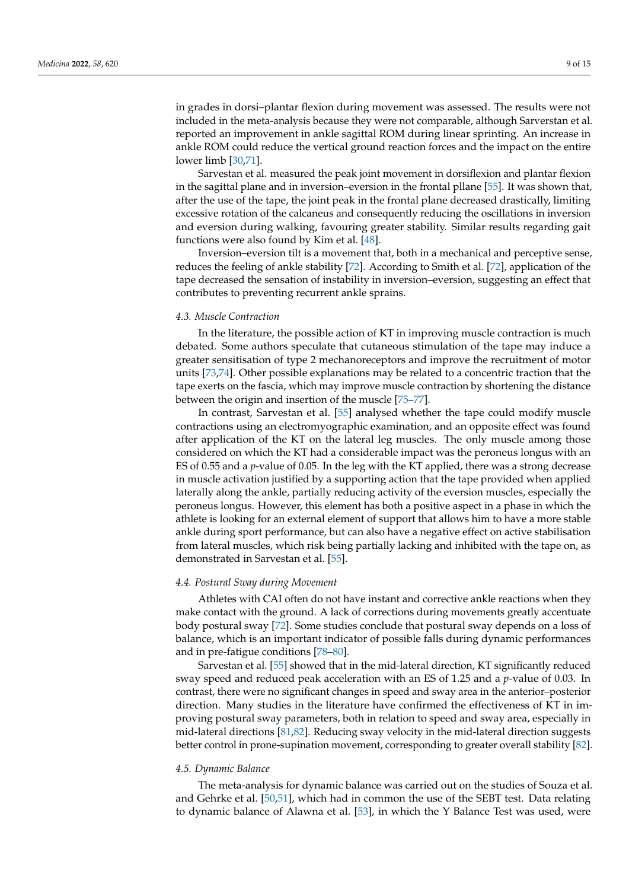in grades in dorsi–plantar flexion during movement was assessed. The results were not included in the meta-analysis because they were not comparable, although Sarverstan et al. reported an improvement in ankle sagittal ROM during linear sprinting. An increase in ankle ROM could reduce the vertical ground reaction forces and the impact on the entire lower limb [30,71].

Sarvestan et al. measured the peak joint movement in dorsiflexion and plantar flexion in the sagittal plane and in inversion–eversion in the frontal pllane [55]. It was shown that, after the use of the tape, the joint peak in the frontal plane decreased drastically, limiting excessive rotation of the calcaneus and consequently reducing the oscillations in inversion and eversion during walking, favouring greater stability. Similar results regarding gait functions were also found by Kim et al. [48].

Inversion–eversion tilt is a movement that, both in a mechanical and perceptive sense, reduces the feeling of ankle stability [72]. According to Smith et al. [72], application of the tape decreased the sensation of instability in inversion–eversion, suggesting an effect that contributes to preventing recurrent ankle sprains.

### *4.3. Muscle Contraction*

In the literature, the possible action of KT in improving muscle contraction is much debated. Some authors speculate that cutaneous stimulation of the tape may induce a greater sensitisation of type 2 mechanoreceptors and improve the recruitment of motor units [73,74]. Other possible explanations may be related to a concentric traction that the tape exerts on the fascia, which may improve muscle contraction by shortening the distance between the origin and insertion of the muscle [75–77].

In contrast, Sarvestan et al. [55] analysed whether the tape could modify muscle contractions using an electromyographic examination, and an opposite effect was found after application of the KT on the lateral leg muscles. The only muscle among those considered on which the KT had a considerable impact was the peroneus longus with an ES of 0.55 and a $p$-value of 0.05. In the leg with the KT applied, there was a strong decrease in muscle activation justified by a supporting action that the tape provided when applied laterally along the ankle, partially reducing activity of the eversion muscles, especially the peroneus longus. However, this element has both a positive aspect in a phase in which the athlete is looking for an external element of support that allows him to have a more stable ankle during sport performance, but can also have a negative effect on active stabilisation from lateral muscles, which risk being partially lacking and inhibited with the tape on, as demonstrated in Sarvestan et al. [55].

### *4.4. Postural Sway during Movement*

Athletes with CAI often do not have instant and corrective ankle reactions when they make contact with the ground. A lack of corrections during movements greatly accentuate body postural sway [72]. Some studies conclude that postural sway depends on a loss of balance, which is an important indicator of possible falls during dynamic performances and in pre-fatigue conditions [78–80].

Sarvestan et al. [55] showed that in the mid-lateral direction, KT significantly reduced sway speed and reduced peak acceleration with an ES of 1.25 and a $p$-value of 0.03. In contrast, there were no significant changes in speed and sway area in the anterior–posterior direction. Many studies in the literature have confirmed the effectiveness of KT in improving postural sway parameters, both in relation to speed and sway area, especially in mid-lateral directions [81,82]. Reducing sway velocity in the mid-lateral direction suggests better control in prone-supination movement, corresponding to greater overall stability [82].

### *4.5. Dynamic Balance*

The meta-analysis for dynamic balance was carried out on the studies of Souza et al. and Gehrke et al. [50,51], which had in common the use of the SEBT test. Data relating to dynamic balance of Alawna et al. [53], in which the Y Balance Test was used, were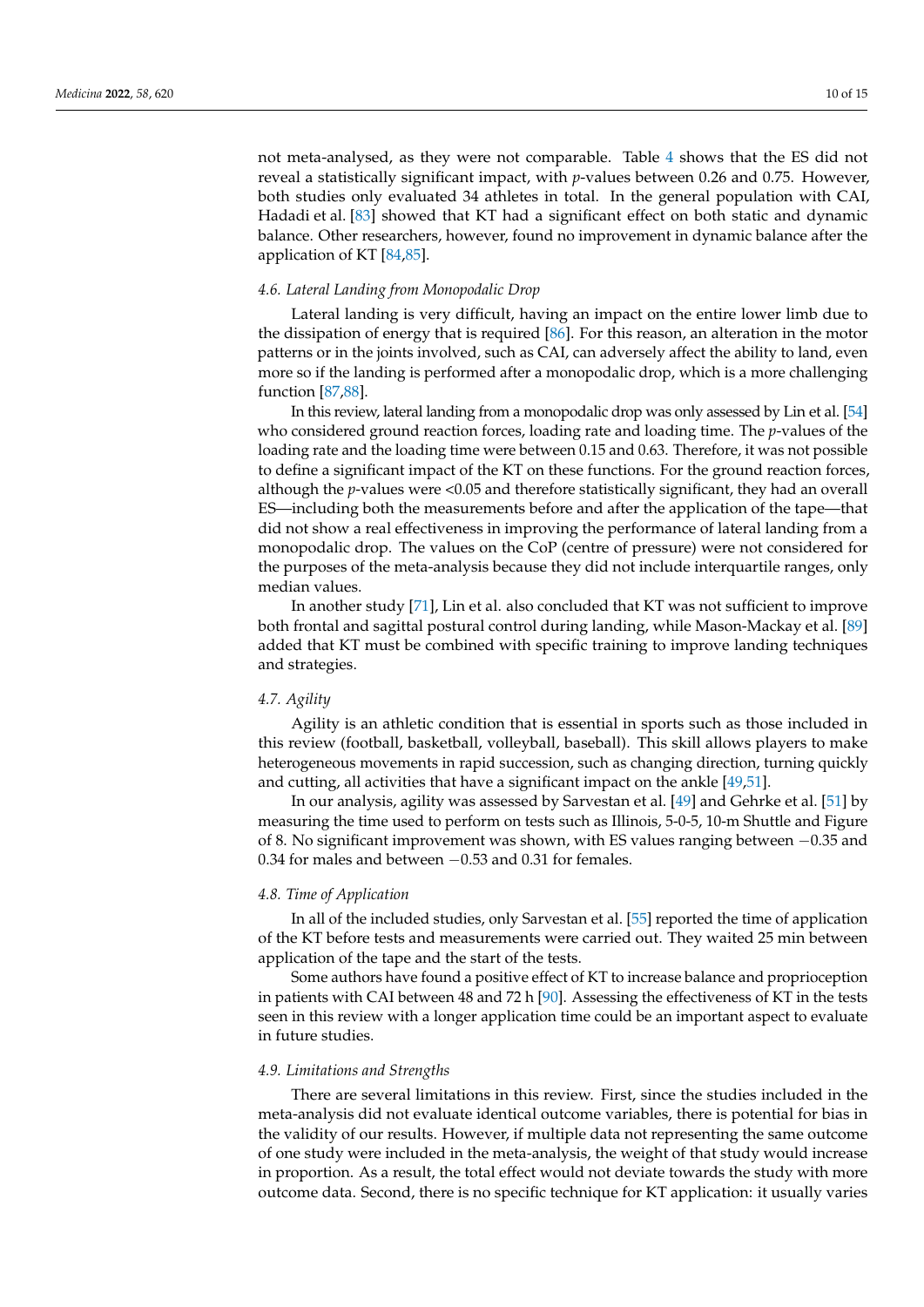not meta-analysed, as they were not comparable. Table 4 shows that the ES did not reveal a statistically significant impact, with *p*-values between 0.26 and 0.75. However, both studies only evaluated 34 athletes in total. In the general population with CAI, Hadadi et al. [83] showed that KT had a significant effect on both static and dynamic balance. Other researchers, however, found no improvement in dynamic balance after the application of KT [84,85].

### 4.6. Lateral Landing from Monopodalic Drop

Lateral landing is very difficult, having an impact on the entire lower limb due to the dissipation of energy that is required [86]. For this reason, an alteration in the motor patterns or in the joints involved, such as CAI, can adversely affect the ability to land, even more so if the landing is performed after a monopodalic drop, which is a more challenging function [87,88].

In this review, lateral landing from a monopodalic drop was only assessed by Lin et al. [54] who considered ground reaction forces, loading rate and loading time. The *p*-values of the loading rate and the loading time were between 0.15 and 0.63. Therefore, it was not possible to define a significant impact of the KT on these functions. For the ground reaction forces, although the *p*-values were $<0.05$ and therefore statistically significant, they had an overall ES—including both the measurements before and after the application of the tape—that did not show a real effectiveness in improving the performance of lateral landing from a monopodalic drop. The values on the CoP (centre of pressure) were not considered for the purposes of the meta-analysis because they did not include interquartile ranges, only median values.

In another study [71], Lin et al. also concluded that KT was not sufficient to improve both frontal and sagittal postural control during landing, while Mason-Mackay et al. [89] added that KT must be combined with specific training to improve landing techniques and strategies.

### 4.7. Agility

Agility is an athletic condition that is essential in sports such as those included in this review (football, basketball, volleyball, baseball). This skill allows players to make heterogeneous movements in rapid succession, such as changing direction, turning quickly and cutting, all activities that have a significant impact on the ankle [49,51].

In our analysis, agility was assessed by Sarvestan et al. [49] and Gehrke et al. [51] by measuring the time used to perform on tests such as Illinois, 5-0-5, 10-m Shuttle and Figure of 8. No significant improvement was shown, with ES values ranging between $-0.35$ and 0.34 for males and between $-0.53$ and 0.31 for females.

### 4.8. Time of Application

In all of the included studies, only Sarvestan et al. [55] reported the time of application of the KT before tests and measurements were carried out. They waited 25 min between application of the tape and the start of the tests.

Some authors have found a positive effect of KT to increase balance and proprioception in patients with CAI between 48 and 72 h [90]. Assessing the effectiveness of KT in the tests seen in this review with a longer application time could be an important aspect to evaluate in future studies.

### 4.9. Limitations and Strengths

There are several limitations in this review. First, since the studies included in the meta-analysis did not evaluate identical outcome variables, there is potential for bias in the validity of our results. However, if multiple data not representing the same outcome of one study were included in the meta-analysis, the weight of that study would increase in proportion. As a result, the total effect would not deviate towards the study with more outcome data. Second, there is no specific technique for KT application: it usually varies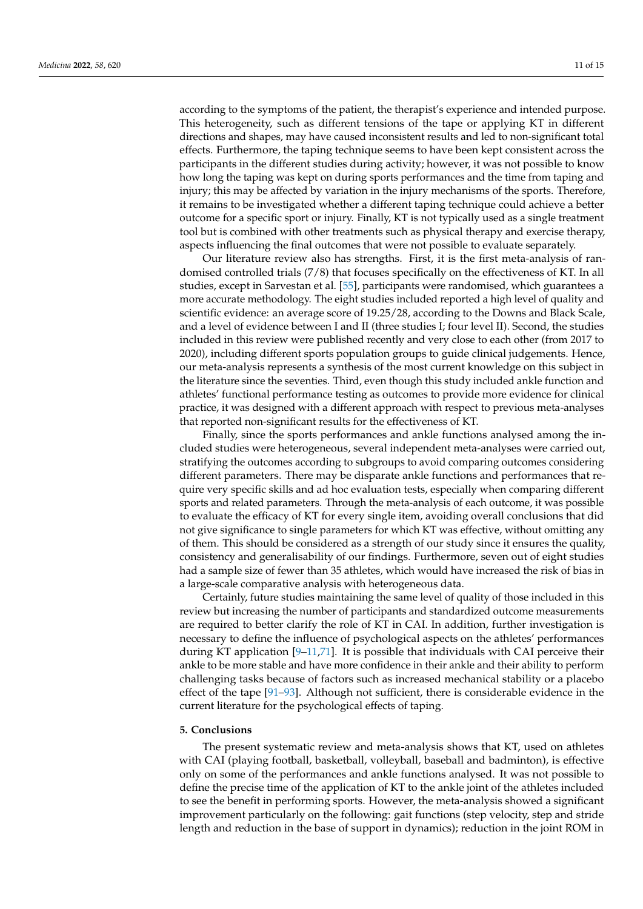according to the symptoms of the patient, the therapist's experience and intended purpose. This heterogeneity, such as different tensions of the tape or applying KT in different directions and shapes, may have caused inconsistent results and led to non-significant total effects. Furthermore, the taping technique seems to have been kept consistent across the participants in the different studies during activity; however, it was not possible to know how long the taping was kept on during sports performances and the time from taping and injury; this may be affected by variation in the injury mechanisms of the sports. Therefore, it remains to be investigated whether a different taping technique could achieve a better outcome for a specific sport or injury. Finally, KT is not typically used as a single treatment tool but is combined with other treatments such as physical therapy and exercise therapy, aspects influencing the final outcomes that were not possible to evaluate separately.

Our literature review also has strengths. First, it is the first meta-analysis of randomised controlled trials (7/8) that focuses specifically on the effectiveness of KT. In all studies, except in Sarvestan et al. [55], participants were randomised, which guarantees a more accurate methodology. The eight studies included reported a high level of quality and scientific evidence: an average score of 19.25/28, according to the Downs and Black Scale, and a level of evidence between I and II (three studies I; four level II). Second, the studies included in this review were published recently and very close to each other (from 2017 to 2020), including different sports population groups to guide clinical judgements. Hence, our meta-analysis represents a synthesis of the most current knowledge on this subject in the literature since the seventies. Third, even though this study included ankle function and athletes' functional performance testing as outcomes to provide more evidence for clinical practice, it was designed with a different approach with respect to previous meta-analyses that reported non-significant results for the effectiveness of KT.

Finally, since the sports performances and ankle functions analysed among the included studies were heterogeneous, several independent meta-analyses were carried out, stratifying the outcomes according to subgroups to avoid comparing outcomes considering different parameters. There may be disparate ankle functions and performances that require very specific skills and ad hoc evaluation tests, especially when comparing different sports and related parameters. Through the meta-analysis of each outcome, it was possible to evaluate the efficacy of KT for every single item, avoiding overall conclusions that did not give significance to single parameters for which KT was effective, without omitting any of them. This should be considered as a strength of our study since it ensures the quality, consistency and generalisability of our findings. Furthermore, seven out of eight studies had a sample size of fewer than 35 athletes, which would have increased the risk of bias in a large-scale comparative analysis with heterogeneous data.

Certainly, future studies maintaining the same level of quality of those included in this review but increasing the number of participants and standardized outcome measurements are required to better clarify the role of KT in CAI. In addition, further investigation is necessary to define the influence of psychological aspects on the athletes' performances during KT application [9–11,71]. It is possible that individuals with CAI perceive their ankle to be more stable and have more confidence in their ankle and their ability to perform challenging tasks because of factors such as increased mechanical stability or a placebo effect of the tape [91–93]. Although not sufficient, there is considerable evidence in the current literature for the psychological effects of taping.

## 5. Conclusions

The present systematic review and meta-analysis shows that KT, used on athletes with CAI (playing football, basketball, volleyball, baseball and badminton), is effective only on some of the performances and ankle functions analysed. It was not possible to define the precise time of the application of KT to the ankle joint of the athletes included to see the benefit in performing sports. However, the meta-analysis showed a significant improvement particularly on the following: gait functions (step velocity, step and stride length and reduction in the base of support in dynamics); reduction in the joint ROM in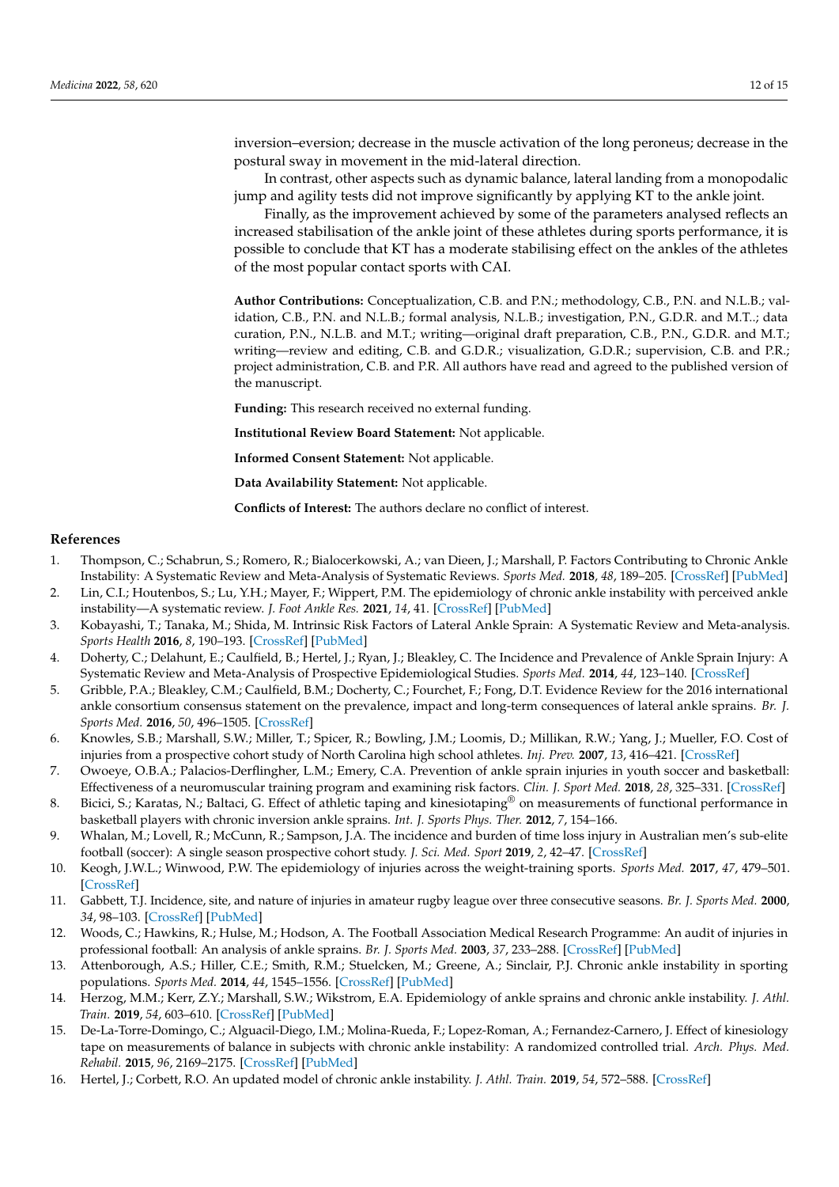inversion–eversion; decrease in the muscle activation of the long peroneus; decrease in the postural sway in movement in the mid-lateral direction.

In contrast, other aspects such as dynamic balance, lateral landing from a monopodalic jump and agility tests did not improve significantly by applying KT to the ankle joint.

Finally, as the improvement achieved by some of the parameters analysed reflects an increased stabilisation of the ankle joint of these athletes during sports performance, it is possible to conclude that KT has a moderate stabilising effect on the ankles of the athletes of the most popular contact sports with CAI.

**Author Contributions:** Conceptualization, C.B. and P.N.; methodology, C.B., P.N. and N.L.B.; validation, C.B., P.N. and N.L.B.; formal analysis, N.L.B.; investigation, P.N., G.D.R. and M.T..; data curation, P.N., N.L.B. and M.T.; writing—original draft preparation, C.B., P.N., G.D.R. and M.T.; writing—review and editing, C.B. and G.D.R.; visualization, G.D.R.; supervision, C.B. and P.R.; project administration, C.B. and P.R. All authors have read and agreed to the published version of the manuscript.

**Funding:** This research received no external funding.

**Institutional Review Board Statement:** Not applicable.

**Informed Consent Statement:** Not applicable.

**Data Availability Statement:** Not applicable.

**Conflicts of Interest:** The authors declare no conflict of interest.

## References

1. Thompson, C.; Schabrun, S.; Romero, R.; Bialocerkowski, A.; van Dieen, J.; Marshall, P. Factors Contributing to Chronic Ankle Instability: A Systematic Review and Meta-Analysis of Systematic Reviews. *Sports Med.* **2018**, *48*, 189–205. [CrossRef] [PubMed]
2. Lin, C.I.; Houtenbos, S.; Lu, Y.H.; Mayer, F.; Wippert, P.M. The epidemiology of chronic ankle instability with perceived ankle instability—A systematic review. *J. Foot Ankle Res.* **2021**, *14*, 41. [CrossRef] [PubMed]
3. Kobayashi, T.; Tanaka, M.; Shida, M. Intrinsic Risk Factors of Lateral Ankle Sprain: A Systematic Review and Meta-analysis. *Sports Health* **2016**, *8*, 190–193. [CrossRef] [PubMed]
4. Doherty, C.; Delahunt, E.; Caulfield, B.; Hertel, J.; Ryan, J.; Bleakley, C. The Incidence and Prevalence of Ankle Sprain Injury: A Systematic Review and Meta-Analysis of Prospective Epidemiological Studies. *Sports Med.* **2014**, *44*, 123–140. [CrossRef]
5. Gribble, P.A.; Bleakley, C.M.; Caulfield, B.M.; Docherty, C.; Fourchet, F.; Fong, D.T. Evidence Review for the 2016 international ankle consortium consensus statement on the prevalence, impact and long-term consequences of lateral ankle sprains. *Br. J. Sports Med.* **2016**, *50*, 496–1505. [CrossRef]
6. Knowles, S.B.; Marshall, S.W.; Miller, T.; Spicer, R.; Bowling, J.M.; Loomis, D.; Millikan, R.W.; Yang, J.; Mueller, F.O. Cost of injuries from a prospective cohort study of North Carolina high school athletes. *Inj. Prev.* **2007**, *13*, 416–421. [CrossRef]
7. Owoeye, O.B.A.; Palacios-Derflingher, L.M.; Emery, C.A. Prevention of ankle sprain injuries in youth soccer and basketball: Effectiveness of a neuromuscular training program and examining risk factors. *Clin. J. Sport Med.* **2018**, *28*, 325–331. [CrossRef]
8. Bicici, S.; Karatas, N.; Baltaci, G. Effect of athletic taping and kinesiotaping® on measurements of functional performance in basketball players with chronic inversion ankle sprains. *Int. J. Sports Phys. Ther.* **2012**, *7*, 154–166.
9. Whalan, M.; Lovell, R.; McCunn, R.; Sampson, J.A. The incidence and burden of time loss injury in Australian men's sub-elite football (soccer): A single season prospective cohort study. *J. Sci. Med. Sport* **2019**, *2*, 42–47. [CrossRef]
10. Keogh, J.W.L.; Winwood, P.W. The epidemiology of injuries across the weight-training sports. *Sports Med.* **2017**, *47*, 479–501. [CrossRef]
11. Gabbett, T.J. Incidence, site, and nature of injuries in amateur rugby league over three consecutive seasons. *Br. J. Sports Med.* **2000**, *34*, 98–103. [CrossRef] [PubMed]
12. Woods, C.; Hawkins, R.; Hulse, M.; Hodson, A. The Football Association Medical Research Programme: An audit of injuries in professional football: An analysis of ankle sprains. *Br. J. Sports Med.* **2003**, *37*, 233–288. [CrossRef] [PubMed]
13. Attenborough, A.S.; Hiller, C.E.; Smith, R.M.; Stuelcken, M.; Greene, A.; Sinclair, P.J. Chronic ankle instability in sporting populations. *Sports Med.* **2014**, *44*, 1545–1556. [CrossRef] [PubMed]
14. Herzog, M.M.; Kerr, Z.Y.; Marshall, S.W.; Wikstrom, E.A. Epidemiology of ankle sprains and chronic ankle instability. *J. Athl. Train.* **2019**, *54*, 603–610. [CrossRef] [PubMed]
15. De-La-Torre-Domingo, C.; Alguacil-Diego, I.M.; Molina-Rueda, F.; Lopez-Roman, A.; Fernandez-Carnero, J. Effect of kinesiology tape on measurements of balance in subjects with chronic ankle instability: A randomized controlled trial. *Arch. Phys. Med. Rehabil.* **2015**, *96*, 2169–2175. [CrossRef] [PubMed]
16. Hertel, J.; Corbett, R.O. An updated model of chronic ankle instability. *J. Athl. Train.* **2019**, *54*, 572–588. [CrossRef]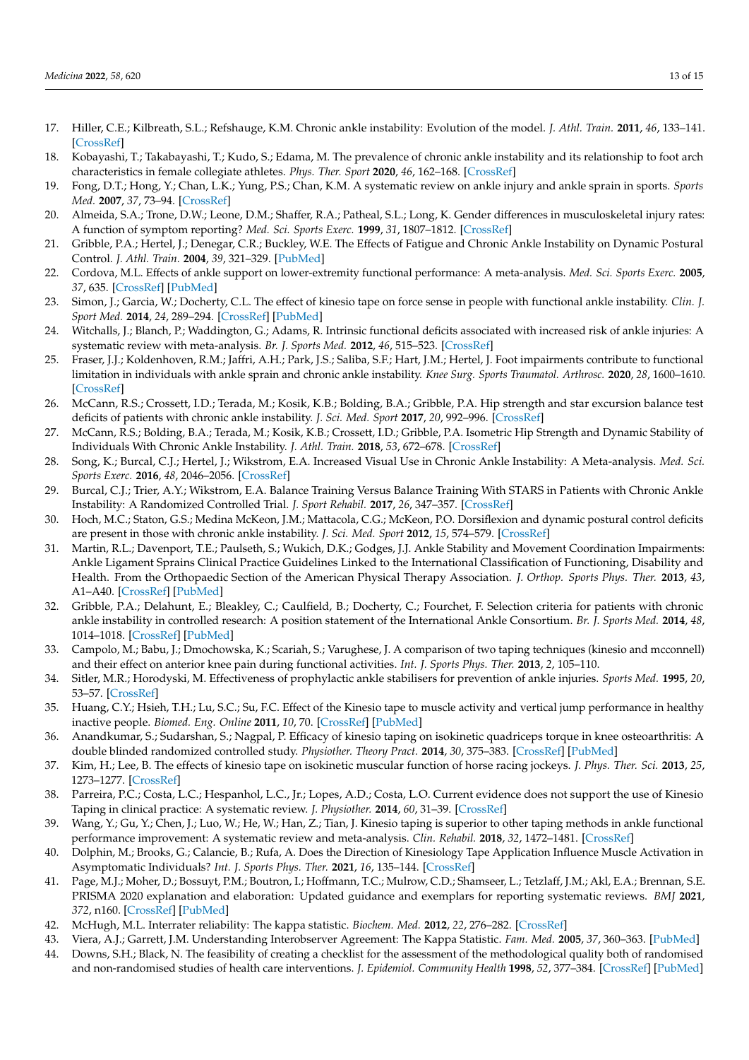17. Hiller, C.E.; Kilbreath, S.L.; Refshauge, K.M. Chronic ankle instability: Evolution of the model. *J. Athl. Train.* **2011**, *46*, 133–141. [CrossRef]
18. Kobayashi, T.; Takabayashi, T.; Kudo, S.; Edama, M. The prevalence of chronic ankle instability and its relationship to foot arch characteristics in female collegiate athletes. *Phys. Ther. Sport* **2020**, *46*, 162–168. [CrossRef]
19. Fong, D.T.; Hong, Y.; Chan, L.K.; Yung, P.S.; Chan, K.M. A systematic review on ankle injury and ankle sprain in sports. *Sports Med.* **2007**, *37*, 73–94. [CrossRef]
20. Almeida, S.A.; Trone, D.W.; Leone, D.M.; Shaffer, R.A.; Patheal, S.L.; Long, K. Gender differences in musculoskeletal injury rates: A function of symptom reporting? *Med. Sci. Sports Exerc.* **1999**, *31*, 1807–1812. [CrossRef]
21. Gribble, P.A.; Hertel, J.; Denegar, C.R.; Buckley, W.E. The Effects of Fatigue and Chronic Ankle Instability on Dynamic Postural Control. *J. Athl. Train.* **2004**, *39*, 321–329. [PubMed]
22. Cordova, M.L. Effects of ankle support on lower-extremity functional performance: A meta-analysis. *Med. Sci. Sports Exerc.* **2005**, *37*, 635. [CrossRef] [PubMed]
23. Simon, J.; Garcia, W.; Docherty, C.L. The effect of kinesio tape on force sense in people with functional ankle instability. *Clin. J. Sport Med.* **2014**, *24*, 289–294. [CrossRef] [PubMed]
24. Witchalls, J.; Blanch, P.; Waddington, G.; Adams, R. Intrinsic functional deficits associated with increased risk of ankle injuries: A systematic review with meta-analysis. *Br. J. Sports Med.* **2012**, *46*, 515–523. [CrossRef]
25. Fraser, J.J.; Koldenhoven, R.M.; Jaffri, A.H.; Park, J.S.; Saliba, S.F.; Hart, J.M.; Hertel, J. Foot impairments contribute to functional limitation in individuals with ankle sprain and chronic ankle instability. *Knee Surg. Sports Traumatol. Arthrosc.* **2020**, *28*, 1600–1610. [CrossRef]
26. McCann, R.S.; Crossett, I.D.; Terada, M.; Kosik, K.B.; Bolding, B.A.; Gribble, P.A. Hip strength and star excursion balance test deficits of patients with chronic ankle instability. *J. Sci. Med. Sport* **2017**, *20*, 992–996. [CrossRef]
27. McCann, R.S.; Bolding, B.A.; Terada, M.; Kosik, K.B.; Crossett, I.D.; Gribble, P.A. Isometric Hip Strength and Dynamic Stability of Individuals With Chronic Ankle Instability. *J. Athl. Train.* **2018**, *53*, 672–678. [CrossRef]
28. Song, K.; Burcal, C.J.; Hertel, J.; Wikstrom, E.A. Increased Visual Use in Chronic Ankle Instability: A Meta-analysis. *Med. Sci. Sports Exerc.* **2016**, *48*, 2046–2056. [CrossRef]
29. Burcal, C.J.; Trier, A.Y.; Wikstrom, E.A. Balance Training Versus Balance Training With STARS in Patients with Chronic Ankle Instability: A Randomized Controlled Trial. *J. Sport Rehabil.* **2017**, *26*, 347–357. [CrossRef]
30. Hoch, M.C.; Staton, G.S.; Medina McKeon, J.M.; Mattacola, C.G.; McKeon, P.O. Dorsiflexion and dynamic postural control deficits are present in those with chronic ankle instability. *J. Sci. Med. Sport* **2012**, *15*, 574–579. [CrossRef]
31. Martin, R.L.; Davenport, T.E.; Paulseth, S.; Wukich, D.K.; Godges, J.J. Ankle Stability and Movement Coordination Impairments: Ankle Ligament Sprains Clinical Practice Guidelines Linked to the International Classification of Functioning, Disability and Health. From the Orthopaedic Section of the American Physical Therapy Association. *J. Orthop. Sports Phys. Ther.* **2013**, *43*, A1–A40. [CrossRef] [PubMed]
32. Gribble, P.A.; Delahunt, E.; Bleakley, C.; Caulfield, B.; Docherty, C.; Fourchet, F. Selection criteria for patients with chronic ankle instability in controlled research: A position statement of the International Ankle Consortium. *Br. J. Sports Med.* **2014**, *48*, 1014–1018. [CrossRef] [PubMed]
33. Campolo, M.; Babu, J.; Dmochowska, K.; Scariah, S.; Varughese, J. A comparison of two taping techniques (kinesio and mcconnell) and their effect on anterior knee pain during functional activities. *Int. J. Sports Phys. Ther.* **2013**, *2*, 105–110.
34. Sitler, M.R.; Horodyski, M. Effectiveness of prophylactic ankle stabilisers for prevention of ankle injuries. *Sports Med.* **1995**, *20*, 53–57. [CrossRef]
35. Huang, C.Y.; Hsieh, T.H.; Lu, S.C.; Su, F.C. Effect of the Kinesio tape to muscle activity and vertical jump performance in healthy inactive people. *Biomed. Eng. Online* **2011**, *10*, 70. [CrossRef] [PubMed]
36. Anandkumar, S.; Sudarshan, S.; Nagpal, P. Efficacy of kinesio taping on isokinetic quadriceps torque in knee osteoarthritis: A double blinded randomized controlled study. *Physiother. Theory Pract.* **2014**, *30*, 375–383. [CrossRef] [PubMed]
37. Kim, H.; Lee, B. The effects of kinesio tape on isokinetic muscular function of horse racing jockeys. *J. Phys. Ther. Sci.* **2013**, *25*, 1273–1277. [CrossRef]
38. Parreira, P.C.; Costa, L.C.; Hespanhol, L.C., Jr.; Lopes, A.D.; Costa, L.O. Current evidence does not support the use of Kinesio Taping in clinical practice: A systematic review. *J. Physiother.* **2014**, *60*, 31–39. [CrossRef]
39. Wang, Y.; Gu, Y.; Chen, J.; Luo, W.; He, W.; Han, Z.; Tian, J. Kinesio taping is superior to other taping methods in ankle functional performance improvement: A systematic review and meta-analysis. *Clin. Rehabil.* **2018**, *32*, 1472–1481. [CrossRef]
40. Dolphin, M.; Brooks, G.; Calancie, B.; Rufa, A. Does the Direction of Kinesiology Tape Application Influence Muscle Activation in Asymptomatic Individuals? *Int. J. Sports Phys. Ther.* **2021**, *16*, 135–144. [CrossRef]
41. Page, M.J.; Moher, D.; Bossuyt, P.M.; Boutron, I.; Hoffmann, T.C.; Mulrow, C.D.; Shamseer, L.; Tetzlaff, J.M.; Akl, E.A.; Brennan, S.E. PRISMA 2020 explanation and elaboration: Updated guidance and exemplars for reporting systematic reviews. *BMJ* **2021**, *372*, n160. [CrossRef] [PubMed]
42. McHugh, M.L. Interrater reliability: The kappa statistic. *Biochem. Med.* **2012**, *22*, 276–282. [CrossRef]
43. Viera, A.J.; Garrett, J.M. Understanding Interobserver Agreement: The Kappa Statistic. *Fam. Med.* **2005**, *37*, 360–363. [PubMed]
44. Downs, S.H.; Black, N. The feasibility of creating a checklist for the assessment of the methodological quality both of randomised and non-randomised studies of health care interventions. *J. Epidemiol. Community Health* **1998**, *52*, 377–384. [CrossRef] [PubMed]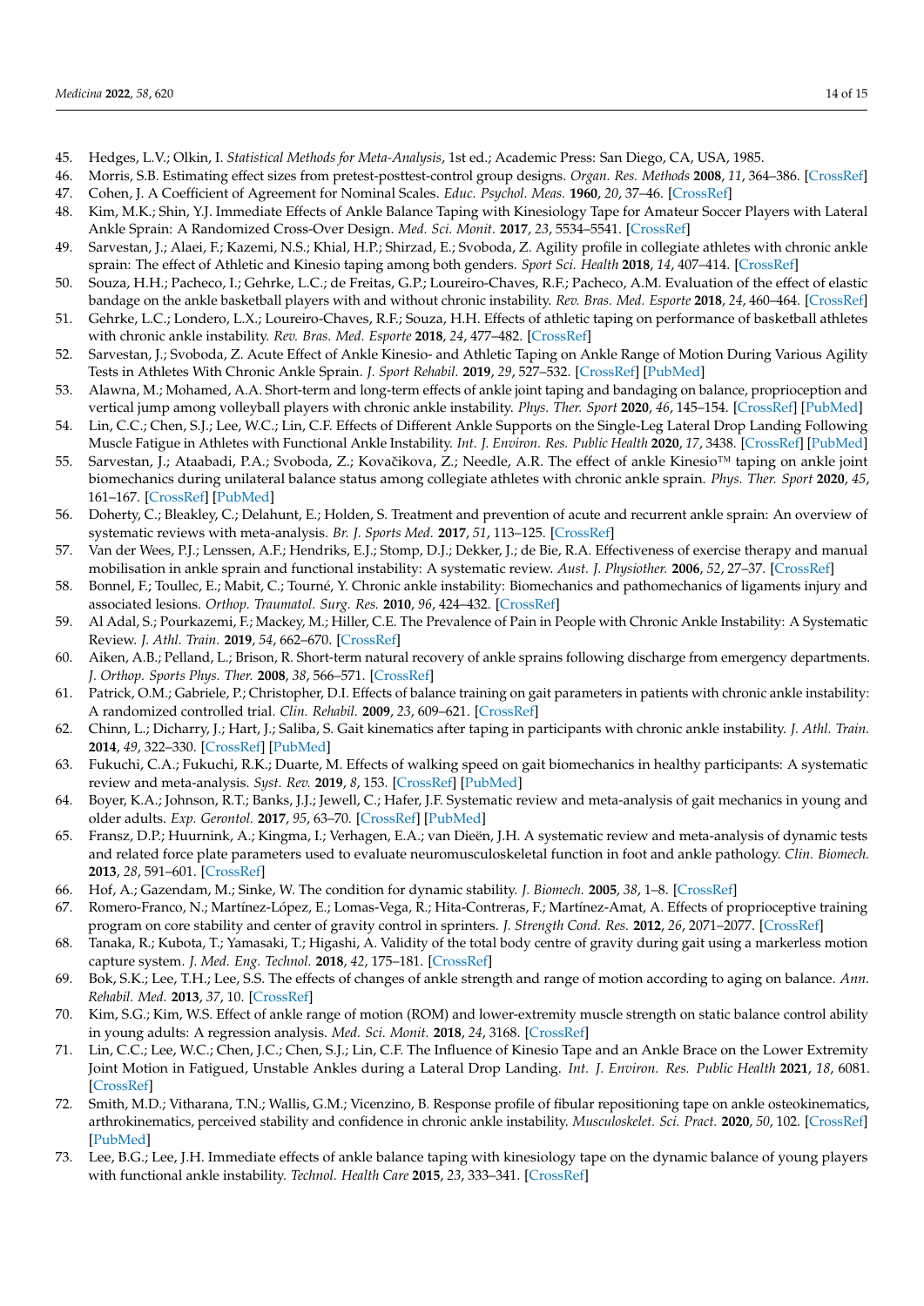45. Hedges, L.V.; Olkin, I. *Statistical Methods for Meta-Analysis*, 1st ed.; Academic Press: San Diego, CA, USA, 1985.
46. Morris, S.B. Estimating effect sizes from pretest-posttest-control group designs. *Organ. Res. Methods* **2008**, *11*, 364–386. [CrossRef]
47. Cohen, J. A Coefficient of Agreement for Nominal Scales. *Educ. Psychol. Meas.* **1960**, *20*, 37–46. [CrossRef]
48. Kim, M.K.; Shin, Y.J. Immediate Effects of Ankle Balance Taping with Kinesiology Tape for Amateur Soccer Players with Lateral Ankle Sprain: A Randomized Cross-Over Design. *Med. Sci. Monit.* **2017**, *23*, 5534–5541. [CrossRef]
49. Sarvestan, J.; Alaei, F.; Kazemi, N.S.; Khial, H.P.; Shirzad, E.; Svoboda, Z. Agility profile in collegiate athletes with chronic ankle sprain: The effect of Athletic and Kinesio taping among both genders. *Sport Sci. Health* **2018**, *14*, 407–414. [CrossRef]
50. Souza, H.H.; Pacheco, I.; Gehrke, L.C.; de Freitas, G.P.; Loureiro-Chaves, R.F.; Pacheco, A.M. Evaluation of the effect of elastic bandage on the ankle basketball players with and without chronic instability. *Rev. Bras. Med. Esporte* **2018**, *24*, 460–464. [CrossRef]
51. Gehrke, L.C.; Londero, L.X.; Loureiro-Chaves, R.F.; Souza, H.H. Effects of athletic taping on performance of basketball athletes with chronic ankle instability. *Rev. Bras. Med. Esporte* **2018**, *24*, 477–482. [CrossRef]
52. Sarvestan, J.; Svoboda, Z. Acute Effect of Ankle Kinesio- and Athletic Taping on Ankle Range of Motion During Various Agility Tests in Athletes With Chronic Ankle Sprain. *J. Sport Rehabil.* **2019**, *29*, 527–532. [CrossRef] [PubMed]
53. Alawna, M.; Mohamed, A.A. Short-term and long-term effects of ankle joint taping and bandaging on balance, proprioception and vertical jump among volleyball players with chronic ankle instability. *Phys. Ther. Sport* **2020**, *46*, 145–154. [CrossRef] [PubMed]
54. Lin, C.C.; Chen, S.J.; Lee, W.C.; Lin, C.F. Effects of Different Ankle Supports on the Single-Leg Lateral Drop Landing Following Muscle Fatigue in Athletes with Functional Ankle Instability. *Int. J. Environ. Res. Public Health* **2020**, *17*, 3438. [CrossRef] [PubMed]
55. Sarvestan, J.; Ataabadi, P.A.; Svoboda, Z.; Kovačikova, Z.; Needle, A.R. The effect of ankle Kinesio™ taping on ankle joint biomechanics during unilateral balance status among collegiate athletes with chronic ankle sprain. *Phys. Ther. Sport* **2020**, *45*, 161–167. [CrossRef] [PubMed]
56. Doherty, C.; Bleakley, C.; Delahunt, E.; Holden, S. Treatment and prevention of acute and recurrent ankle sprain: An overview of systematic reviews with meta-analysis. *Br. J. Sports Med.* **2017**, *51*, 113–125. [CrossRef]
57. Van der Wees, P.J.; Lenssen, A.F.; Hendriks, E.J.; Stomp, D.J.; Dekker, J.; de Bie, R.A. Effectiveness of exercise therapy and manual mobilisation in ankle sprain and functional instability: A systematic review. *Aust. J. Physiother.* **2006**, *52*, 27–37. [CrossRef]
58. Bonnel, F.; Toullec, E.; Mabit, C.; Tourné, Y. Chronic ankle instability: Biomechanics and pathomechanics of ligaments injury and associated lesions. *Orthop. Traumatol. Surg. Res.* **2010**, *96*, 424–432. [CrossRef]
59. Al Adal, S.; Pourkazemi, F.; Mackey, M.; Hiller, C.E. The Prevalence of Pain in People with Chronic Ankle Instability: A Systematic Review. *J. Athl. Train.* **2019**, *54*, 662–670. [CrossRef]
60. Aiken, A.B.; Pelland, L.; Brison, R. Short-term natural recovery of ankle sprains following discharge from emergency departments. *J. Orthop. Sports Phys. Ther.* **2008**, *38*, 566–571. [CrossRef]
61. Patrick, O.M.; Gabriele, P.; Christopher, D.I. Effects of balance training on gait parameters in patients with chronic ankle instability: A randomized controlled trial. *Clin. Rehabil.* **2009**, *23*, 609–621. [CrossRef]
62. Chinn, L.; Dicharry, J.; Hart, J.; Saliba, S. Gait kinematics after taping in participants with chronic ankle instability. *J. Athl. Train.* **2014**, *49*, 322–330. [CrossRef] [PubMed]
63. Fukuchi, C.A.; Fukuchi, R.K.; Duarte, M. Effects of walking speed on gait biomechanics in healthy participants: A systematic review and meta-analysis. *Syst. Rev.* **2019**, *8*, 153. [CrossRef] [PubMed]
64. Boyer, K.A.; Johnson, R.T.; Banks, J.J.; Jewell, C.; Hafer, J.F. Systematic review and meta-analysis of gait mechanics in young and older adults. *Exp. Gerontol.* **2017**, *95*, 63–70. [CrossRef] [PubMed]
65. Fransz, D.P.; Huurnink, A.; Kingma, I.; Verhagen, E.A.; van Dieën, J.H. A systematic review and meta-analysis of dynamic tests and related force plate parameters used to evaluate neuromusculoskeletal function in foot and ankle pathology. *Clin. Biomech.* **2013**, *28*, 591–601. [CrossRef]
66. Hof, A.; Gazendam, M.; Sinke, W. The condition for dynamic stability. *J. Biomech.* **2005**, *38*, 1–8. [CrossRef]
67. Romero-Franco, N.; Martínez-López, E.; Lomas-Vega, R.; Hita-Contreras, F.; Martínez-Amat, A. Effects of proprioceptive training program on core stability and center of gravity control in sprinters. *J. Strength Cond. Res.* **2012**, *26*, 2071–2077. [CrossRef]
68. Tanaka, R.; Kubota, T.; Yamasaki, T.; Higashi, A. Validity of the total body centre of gravity during gait using a markerless motion capture system. *J. Med. Eng. Technol.* **2018**, *42*, 175–181. [CrossRef]
69. Bok, S.K.; Lee, T.H.; Lee, S.S. The effects of changes of ankle strength and range of motion according to aging on balance. *Ann. Rehabil. Med.* **2013**, *37*, 10. [CrossRef]
70. Kim, S.G.; Kim, W.S. Effect of ankle range of motion (ROM) and lower-extremity muscle strength on static balance control ability in young adults: A regression analysis. *Med. Sci. Monit.* **2018**, *24*, 3168. [CrossRef]
71. Lin, C.C.; Lee, W.C.; Chen, J.C.; Chen, S.J.; Lin, C.F. The Influence of Kinesio Tape and an Ankle Brace on the Lower Extremity Joint Motion in Fatigued, Unstable Ankles during a Lateral Drop Landing. *Int. J. Environ. Res. Public Health* **2021**, *18*, 6081. [CrossRef]
72. Smith, M.D.; Vitharana, T.N.; Wallis, G.M.; Vicenzino, B. Response profile of fibular repositioning tape on ankle osteokinematics, arthrokinematics, perceived stability and confidence in chronic ankle instability. *Musculoskelet. Sci. Pract.* **2020**, *50*, 102. [CrossRef] [PubMed]
73. Lee, B.G.; Lee, J.H. Immediate effects of ankle balance taping with kinesiology tape on the dynamic balance of young players with functional ankle instability. *Technol. Health Care* **2015**, *23*, 333–341. [CrossRef]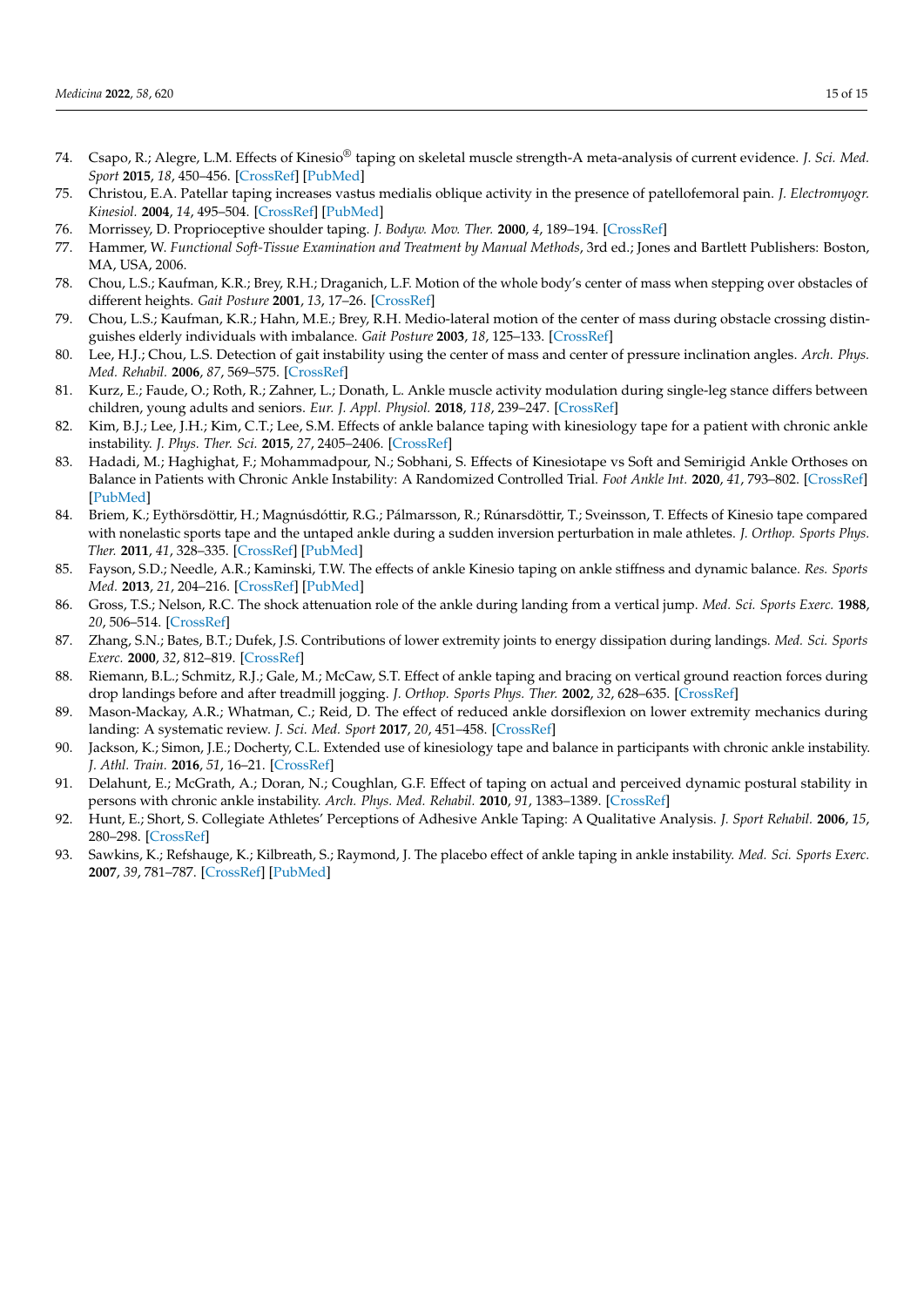74. Csapo, R.; Alegre, L.M. Effects of Kinesio® taping on skeletal muscle strength-A meta-analysis of current evidence. *J. Sci. Med. Sport* **2015**, *18*, 450–456. [CrossRef] [PubMed]
75. Christou, E.A. Patellar taping increases vastus medialis oblique activity in the presence of patellofemoral pain. *J. Electromyogr. Kinesiol.* **2004**, *14*, 495–504. [CrossRef] [PubMed]
76. Morrissey, D. Proprioceptive shoulder taping. *J. Bodyw. Mov. Ther.* **2000**, *4*, 189–194. [CrossRef]
77. Hammer, W. *Functional Soft-Tissue Examination and Treatment by Manual Methods*, 3rd ed.; Jones and Bartlett Publishers: Boston, MA, USA, 2006.
78. Chou, L.S.; Kaufman, K.R.; Brey, R.H.; Draganich, L.F. Motion of the whole body's center of mass when stepping over obstacles of different heights. *Gait Posture* **2001**, *13*, 17–26. [CrossRef]
79. Chou, L.S.; Kaufman, K.R.; Hahn, M.E.; Brey, R.H. Medio-lateral motion of the center of mass during obstacle crossing distinguishes elderly individuals with imbalance. *Gait Posture* **2003**, *18*, 125–133. [CrossRef]
80. Lee, H.J.; Chou, L.S. Detection of gait instability using the center of mass and center of pressure inclination angles. *Arch. Phys. Med. Rehabil.* **2006**, *87*, 569–575. [CrossRef]
81. Kurz, E.; Faude, O.; Roth, R.; Zahner, L.; Donath, L. Ankle muscle activity modulation during single-leg stance differs between children, young adults and seniors. *Eur. J. Appl. Physiol.* **2018**, *118*, 239–247. [CrossRef]
82. Kim, B.J.; Lee, J.H.; Kim, C.T.; Lee, S.M. Effects of ankle balance taping with kinesiology tape for a patient with chronic ankle instability. *J. Phys. Ther. Sci.* **2015**, *27*, 2405–2406. [CrossRef]
83. Hadadi, M.; Haghighat, F.; Mohammadpour, N.; Sobhani, S. Effects of Kinesiotape vs Soft and Semirigid Ankle Orthoses on Balance in Patients with Chronic Ankle Instability: A Randomized Controlled Trial. *Foot Ankle Int.* **2020**, *41*, 793–802. [CrossRef] [PubMed]
84. Briem, K.; Eythörsdöttir, H.; Magnúsdóttir, R.G.; Pálmarsson, R.; Rúnarsdöttir, T.; Sveinsson, T. Effects of Kinesio tape compared with nonelastic sports tape and the untaped ankle during a sudden inversion perturbation in male athletes. *J. Orthop. Sports Phys. Ther.* **2011**, *41*, 328–335. [CrossRef] [PubMed]
85. Fayson, S.D.; Needle, A.R.; Kaminski, T.W. The effects of ankle Kinesio taping on ankle stiffness and dynamic balance. *Res. Sports Med.* **2013**, *21*, 204–216. [CrossRef] [PubMed]
86. Gross, T.S.; Nelson, R.C. The shock attenuation role of the ankle during landing from a vertical jump. *Med. Sci. Sports Exerc.* **1988**, *20*, 506–514. [CrossRef]
87. Zhang, S.N.; Bates, B.T.; Dufek, J.S. Contributions of lower extremity joints to energy dissipation during landings. *Med. Sci. Sports Exerc.* **2000**, *32*, 812–819. [CrossRef]
88. Riemann, B.L.; Schmitz, R.J.; Gale, M.; McCaw, S.T. Effect of ankle taping and bracing on vertical ground reaction forces during drop landings before and after treadmill jogging. *J. Orthop. Sports Phys. Ther.* **2002**, *32*, 628–635. [CrossRef]
89. Mason-Mackay, A.R.; Whatman, C.; Reid, D. The effect of reduced ankle dorsiflexion on lower extremity mechanics during landing: A systematic review. *J. Sci. Med. Sport* **2017**, *20*, 451–458. [CrossRef]
90. Jackson, K.; Simon, J.E.; Docherty, C.L. Extended use of kinesiology tape and balance in participants with chronic ankle instability. *J. Athl. Train.* **2016**, *51*, 16–21. [CrossRef]
91. Delahunt, E.; McGrath, A.; Doran, N.; Coughlan, G.F. Effect of taping on actual and perceived dynamic postural stability in persons with chronic ankle instability. *Arch. Phys. Med. Rehabil.* **2010**, *91*, 1383–1389. [CrossRef]
92. Hunt, E.; Short, S. Collegiate Athletes' Perceptions of Adhesive Ankle Taping: A Qualitative Analysis. *J. Sport Rehabil.* **2006**, *15*, 280–298. [CrossRef]
93. Sawkins, K.; Refshauge, K.; Kilbreath, S.; Raymond, J. The placebo effect of ankle taping in ankle instability. *Med. Sci. Sports Exerc.* **2007**, *39*, 781–787. [CrossRef] [PubMed]